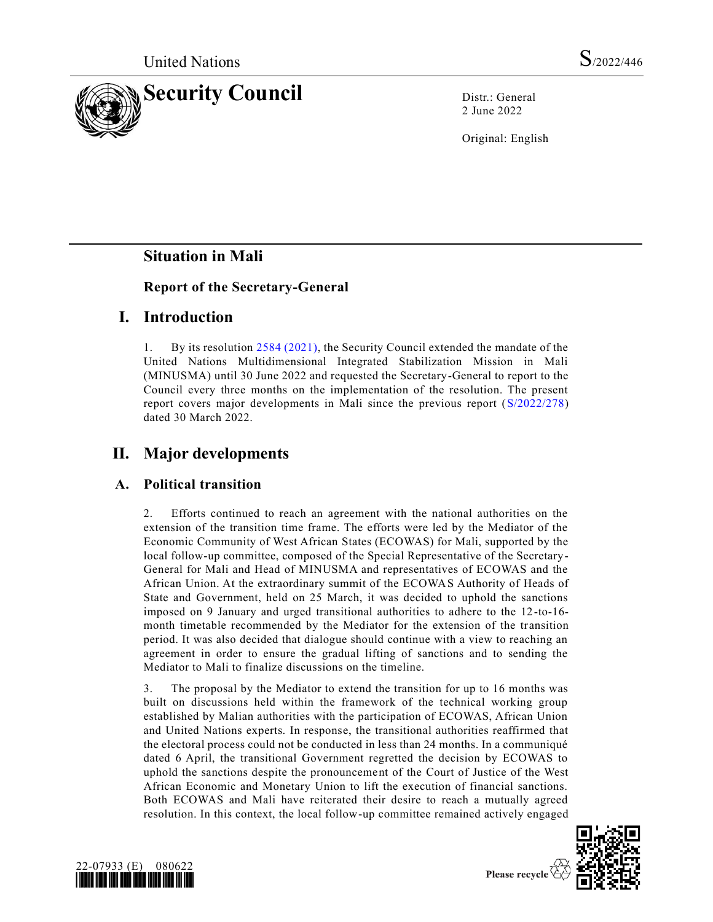United Nations

S/2022/446

# Security Council

Distr.: General
2 June 2022

Original: English

## Situation in Mali

### Report of the Secretary-General

## I. Introduction

1. By its resolution 2584 (2021), the Security Council extended the mandate of the United Nations Multidimensional Integrated Stabilization Mission in Mali (MINUSMA) until 30 June 2022 and requested the Secretary-General to report to the Council every three months on the implementation of the resolution. The present report covers major developments in Mali since the previous report (S/2022/278) dated 30 March 2022.

## II. Major developments

### A. Political transition

2. Efforts continued to reach an agreement with the national authorities on the extension of the transition time frame. The efforts were led by the Mediator of the Economic Community of West African States (ECOWAS) for Mali, supported by the local follow-up committee, composed of the Special Representative of the Secretary-General for Mali and Head of MINUSMA and representatives of ECOWAS and the African Union. At the extraordinary summit of the ECOWAS Authority of Heads of State and Government, held on 25 March, it was decided to uphold the sanctions imposed on 9 January and urged transitional authorities to adhere to the 12-to-16-month timetable recommended by the Mediator for the extension of the transition period. It was also decided that dialogue should continue with a view to reaching an agreement in order to ensure the gradual lifting of sanctions and to sending the Mediator to Mali to finalize discussions on the timeline.

3. The proposal by the Mediator to extend the transition for up to 16 months was built on discussions held within the framework of the technical working group established by Malian authorities with the participation of ECOWAS, African Union and United Nations experts. In response, the transitional authorities reaffirmed that the electoral process could not be conducted in less than 24 months. In a communiqué dated 6 April, the transitional Government regretted the decision by ECOWAS to uphold the sanctions despite the pronouncement of the Court of Justice of the West African Economic and Monetary Union to lift the execution of financial sanctions. Both ECOWAS and Mali have reiterated their desire to reach a mutually agreed resolution. In this context, the local follow-up committee remained actively engaged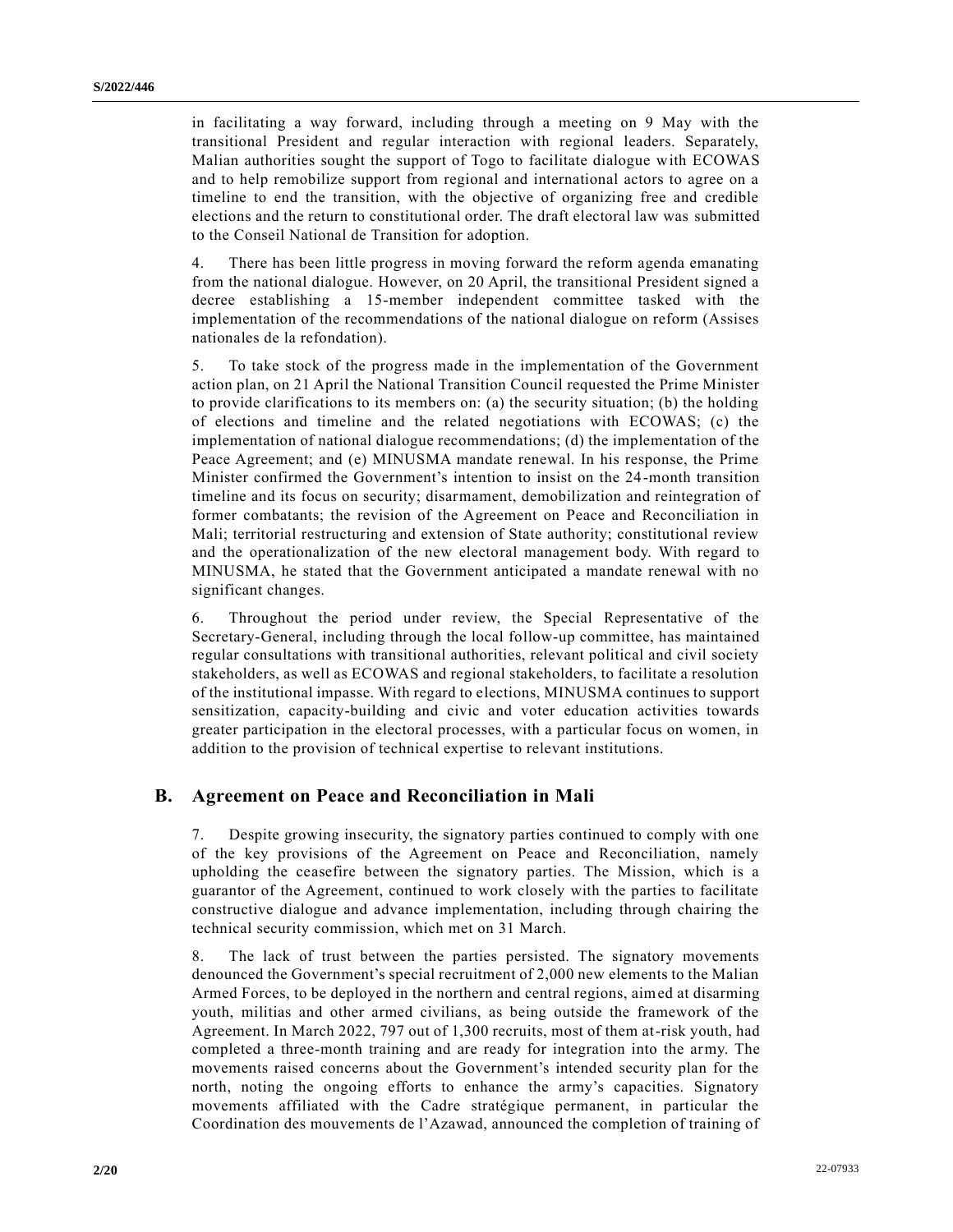in facilitating a way forward, including through a meeting on 9 May with the transitional President and regular interaction with regional leaders. Separately, Malian authorities sought the support of Togo to facilitate dialogue with ECOWAS and to help remobilize support from regional and international actors to agree on a timeline to end the transition, with the objective of organizing free and credible elections and the return to constitutional order. The draft electoral law was submitted to the Conseil National de Transition for adoption.

4. There has been little progress in moving forward the reform agenda emanating from the national dialogue. However, on 20 April, the transitional President signed a decree establishing a 15-member independent committee tasked with the implementation of the recommendations of the national dialogue on reform (Assises nationales de la refondation).

5. To take stock of the progress made in the implementation of the Government action plan, on 21 April the National Transition Council requested the Prime Minister to provide clarifications to its members on: (a) the security situation; (b) the holding of elections and timeline and the related negotiations with ECOWAS; (c) the implementation of national dialogue recommendations; (d) the implementation of the Peace Agreement; and (e) MINUSMA mandate renewal. In his response, the Prime Minister confirmed the Government's intention to insist on the 24-month transition timeline and its focus on security; disarmament, demobilization and reintegration of former combatants; the revision of the Agreement on Peace and Reconciliation in Mali; territorial restructuring and extension of State authority; constitutional review and the operationalization of the new electoral management body. With regard to MINUSMA, he stated that the Government anticipated a mandate renewal with no significant changes.

6. Throughout the period under review, the Special Representative of the Secretary-General, including through the local follow-up committee, has maintained regular consultations with transitional authorities, relevant political and civil society stakeholders, as well as ECOWAS and regional stakeholders, to facilitate a resolution of the institutional impasse. With regard to elections, MINUSMA continues to support sensitization, capacity-building and civic and voter education activities towards greater participation in the electoral processes, with a particular focus on women, in addition to the provision of technical expertise to relevant institutions.

## B. Agreement on Peace and Reconciliation in Mali

7. Despite growing insecurity, the signatory parties continued to comply with one of the key provisions of the Agreement on Peace and Reconciliation, namely upholding the ceasefire between the signatory parties. The Mission, which is a guarantor of the Agreement, continued to work closely with the parties to facilitate constructive dialogue and advance implementation, including through chairing the technical security commission, which met on 31 March.

8. The lack of trust between the parties persisted. The signatory movements denounced the Government's special recruitment of 2,000 new elements to the Malian Armed Forces, to be deployed in the northern and central regions, aimed at disarming youth, militias and other armed civilians, as being outside the framework of the Agreement. In March 2022, 797 out of 1,300 recruits, most of them at-risk youth, had completed a three-month training and are ready for integration into the army. The movements raised concerns about the Government's intended security plan for the north, noting the ongoing efforts to enhance the army's capacities. Signatory movements affiliated with the Cadre stratégique permanent, in particular the Coordination des mouvements de l'Azawad, announced the completion of training of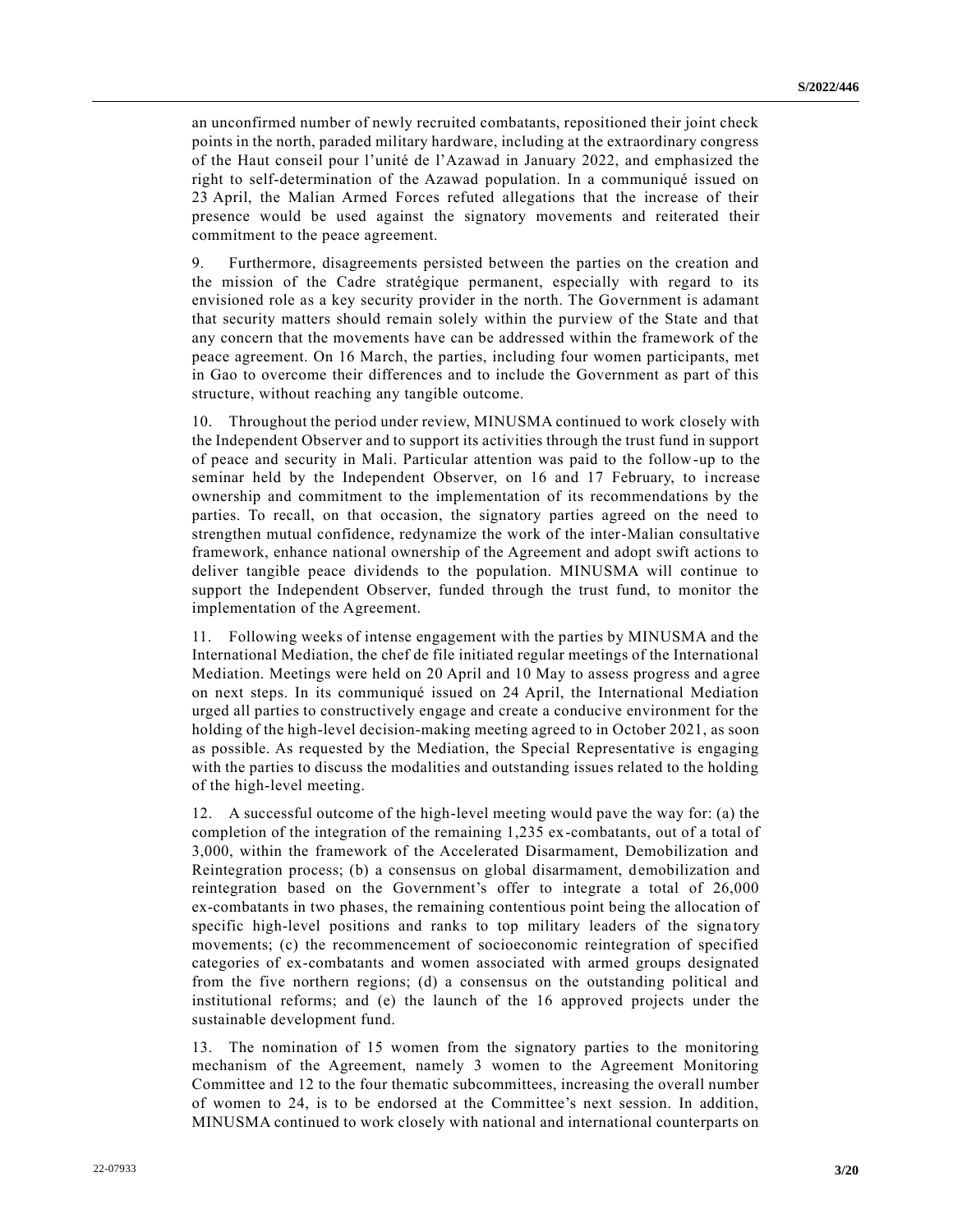an unconfirmed number of newly recruited combatants, repositioned their joint check points in the north, paraded military hardware, including at the extraordinary congress of the Haut conseil pour l'unité de l'Azawad in January 2022, and emphasized the right to self-determination of the Azawad population. In a communiqué issued on 23 April, the Malian Armed Forces refuted allegations that the increase of their presence would be used against the signatory movements and reiterated their commitment to the peace agreement.

9. Furthermore, disagreements persisted between the parties on the creation and the mission of the Cadre stratégique permanent, especially with regard to its envisioned role as a key security provider in the north. The Government is adamant that security matters should remain solely within the purview of the State and that any concern that the movements have can be addressed within the framework of the peace agreement. On 16 March, the parties, including four women participants, met in Gao to overcome their differences and to include the Government as part of this structure, without reaching any tangible outcome.

10. Throughout the period under review, MINUSMA continued to work closely with the Independent Observer and to support its activities through the trust fund in support of peace and security in Mali. Particular attention was paid to the follow-up to the seminar held by the Independent Observer, on 16 and 17 February, to increase ownership and commitment to the implementation of its recommendations by the parties. To recall, on that occasion, the signatory parties agreed on the need to strengthen mutual confidence, redynamize the work of the inter-Malian consultative framework, enhance national ownership of the Agreement and adopt swift actions to deliver tangible peace dividends to the population. MINUSMA will continue to support the Independent Observer, funded through the trust fund, to monitor the implementation of the Agreement.

11. Following weeks of intense engagement with the parties by MINUSMA and the International Mediation, the chef de file initiated regular meetings of the International Mediation. Meetings were held on 20 April and 10 May to assess progress and agree on next steps. In its communiqué issued on 24 April, the International Mediation urged all parties to constructively engage and create a conducive environment for the holding of the high-level decision-making meeting agreed to in October 2021, as soon as possible. As requested by the Mediation, the Special Representative is engaging with the parties to discuss the modalities and outstanding issues related to the holding of the high-level meeting.

12. A successful outcome of the high-level meeting would pave the way for: (a) the completion of the integration of the remaining 1,235 ex-combatants, out of a total of 3,000, within the framework of the Accelerated Disarmament, Demobilization and Reintegration process; (b) a consensus on global disarmament, demobilization and reintegration based on the Government's offer to integrate a total of 26,000 ex-combatants in two phases, the remaining contentious point being the allocation of specific high-level positions and ranks to top military leaders of the signatory movements; (c) the recommencement of socioeconomic reintegration of specified categories of ex-combatants and women associated with armed groups designated from the five northern regions; (d) a consensus on the outstanding political and institutional reforms; and (e) the launch of the 16 approved projects under the sustainable development fund.

13. The nomination of 15 women from the signatory parties to the monitoring mechanism of the Agreement, namely 3 women to the Agreement Monitoring Committee and 12 to the four thematic subcommittees, increasing the overall number of women to 24, is to be endorsed at the Committee's next session. In addition, MINUSMA continued to work closely with national and international counterparts on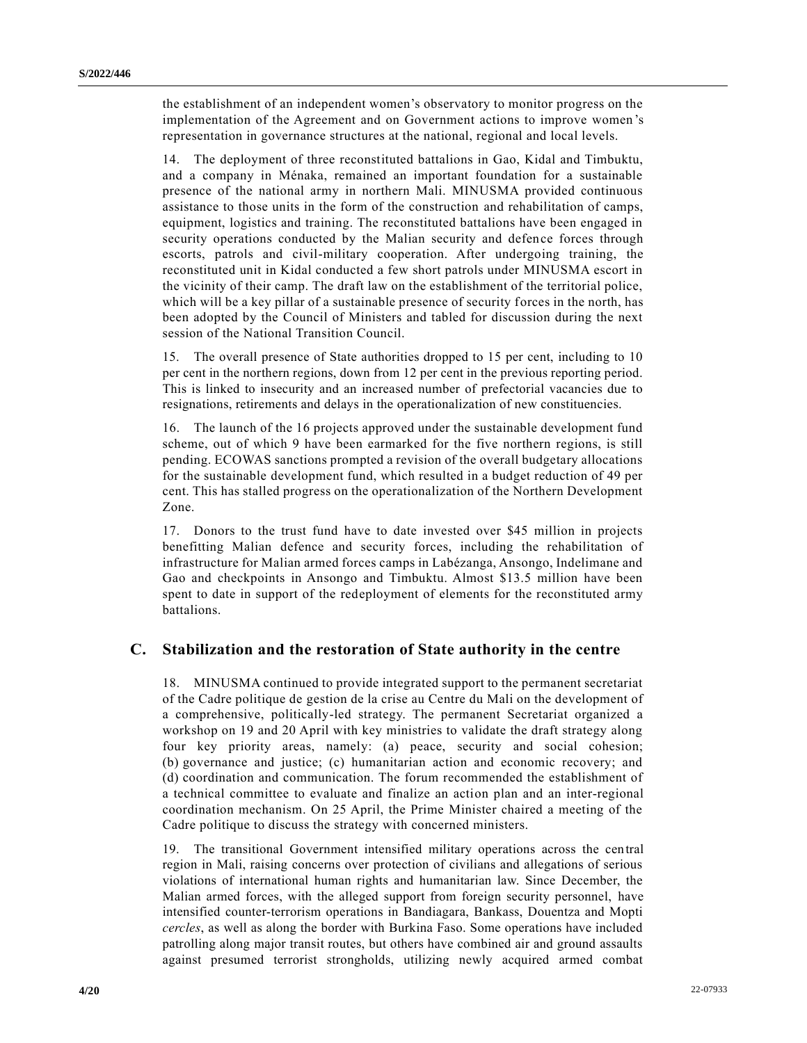the establishment of an independent women's observatory to monitor progress on the implementation of the Agreement and on Government actions to improve women's representation in governance structures at the national, regional and local levels.

14. The deployment of three reconstituted battalions in Gao, Kidal and Timbuktu, and a company in Ménaka, remained an important foundation for a sustainable presence of the national army in northern Mali. MINUSMA provided continuous assistance to those units in the form of the construction and rehabilitation of camps, equipment, logistics and training. The reconstituted battalions have been engaged in security operations conducted by the Malian security and defence forces through escorts, patrols and civil-military cooperation. After undergoing training, the reconstituted unit in Kidal conducted a few short patrols under MINUSMA escort in the vicinity of their camp. The draft law on the establishment of the territorial police, which will be a key pillar of a sustainable presence of security forces in the north, has been adopted by the Council of Ministers and tabled for discussion during the next session of the National Transition Council.

15. The overall presence of State authorities dropped to 15 per cent, including to 10 per cent in the northern regions, down from 12 per cent in the previous reporting period. This is linked to insecurity and an increased number of prefectorial vacancies due to resignations, retirements and delays in the operationalization of new constituencies.

16. The launch of the 16 projects approved under the sustainable development fund scheme, out of which 9 have been earmarked for the five northern regions, is still pending. ECOWAS sanctions prompted a revision of the overall budgetary allocations for the sustainable development fund, which resulted in a budget reduction of 49 per cent. This has stalled progress on the operationalization of the Northern Development Zone.

17. Donors to the trust fund have to date invested over $45 million in projects benefitting Malian defence and security forces, including the rehabilitation of infrastructure for Malian armed forces camps in Labézanga, Ansongo, Indelimane and Gao and checkpoints in Ansongo and Timbuktu. Almost $13.5 million have been spent to date in support of the redeployment of elements for the reconstituted army battalions.

## C. Stabilization and the restoration of State authority in the centre

18. MINUSMA continued to provide integrated support to the permanent secretariat of the Cadre politique de gestion de la crise au Centre du Mali on the development of a comprehensive, politically-led strategy. The permanent Secretariat organized a workshop on 19 and 20 April with key ministries to validate the draft strategy along four key priority areas, namely: (a) peace, security and social cohesion; (b) governance and justice; (c) humanitarian action and economic recovery; and (d) coordination and communication. The forum recommended the establishment of a technical committee to evaluate and finalize an action plan and an inter-regional coordination mechanism. On 25 April, the Prime Minister chaired a meeting of the Cadre politique to discuss the strategy with concerned ministers.

19. The transitional Government intensified military operations across the central region in Mali, raising concerns over protection of civilians and allegations of serious violations of international human rights and humanitarian law. Since December, the Malian armed forces, with the alleged support from foreign security personnel, have intensified counter-terrorism operations in Bandiagara, Bankass, Douentza and Mopti *cercles*, as well as along the border with Burkina Faso. Some operations have included patrolling along major transit routes, but others have combined air and ground assaults against presumed terrorist strongholds, utilizing newly acquired armed combat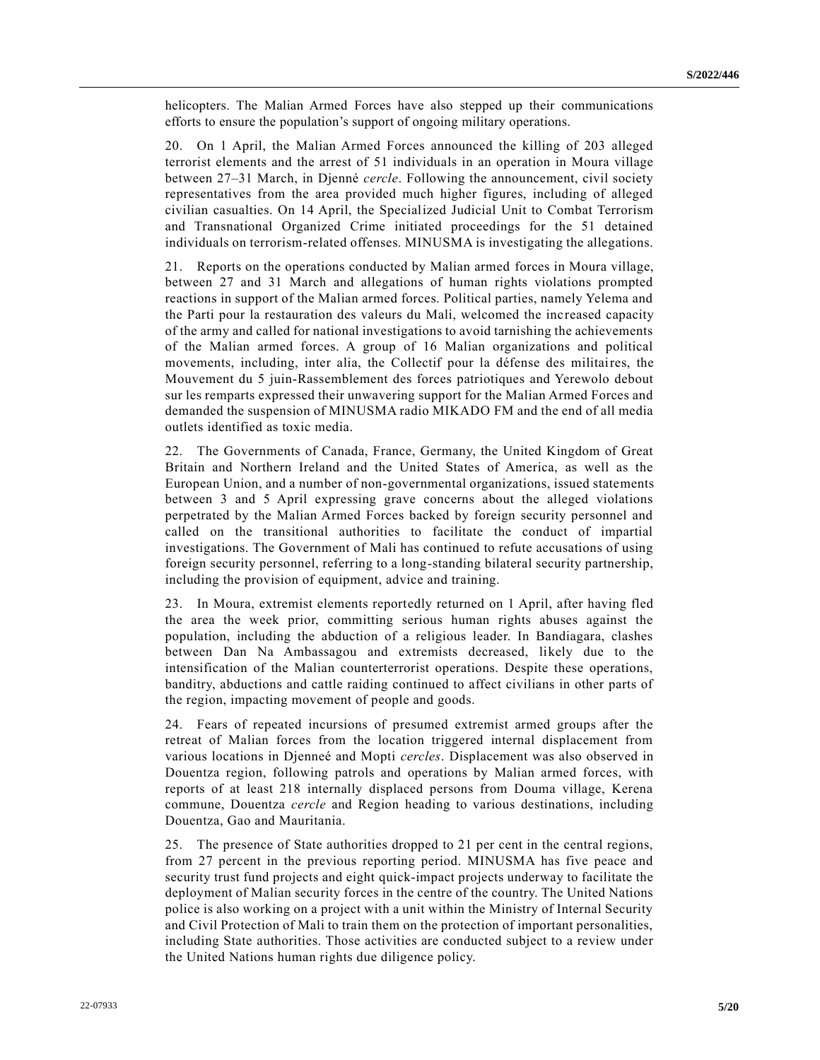helicopters. The Malian Armed Forces have also stepped up their communications efforts to ensure the population's support of ongoing military operations.

20. On 1 April, the Malian Armed Forces announced the killing of 203 alleged terrorist elements and the arrest of 51 individuals in an operation in Moura village between 27–31 March, in Djenné *cercle*. Following the announcement, civil society representatives from the area provided much higher figures, including of alleged civilian casualties. On 14 April, the Specialized Judicial Unit to Combat Terrorism and Transnational Organized Crime initiated proceedings for the 51 detained individuals on terrorism-related offenses. MINUSMA is investigating the allegations.

21. Reports on the operations conducted by Malian armed forces in Moura village, between 27 and 31 March and allegations of human rights violations prompted reactions in support of the Malian armed forces. Political parties, namely Yelema and the Parti pour la restauration des valeurs du Mali, welcomed the increased capacity of the army and called for national investigations to avoid tarnishing the achievements of the Malian armed forces. A group of 16 Malian organizations and political movements, including, inter alia, the Collectif pour la défense des militaires, the Mouvement du 5 juin-Rassemblement des forces patriotiques and Yerewolo debout sur les remparts expressed their unwavering support for the Malian Armed Forces and demanded the suspension of MINUSMA radio MIKADO FM and the end of all media outlets identified as toxic media.

22. The Governments of Canada, France, Germany, the United Kingdom of Great Britain and Northern Ireland and the United States of America, as well as the European Union, and a number of non-governmental organizations, issued statements between 3 and 5 April expressing grave concerns about the alleged violations perpetrated by the Malian Armed Forces backed by foreign security personnel and called on the transitional authorities to facilitate the conduct of impartial investigations. The Government of Mali has continued to refute accusations of using foreign security personnel, referring to a long-standing bilateral security partnership, including the provision of equipment, advice and training.

23. In Moura, extremist elements reportedly returned on 1 April, after having fled the area the week prior, committing serious human rights abuses against the population, including the abduction of a religious leader. In Bandiagara, clashes between Dan Na Ambassagou and extremists decreased, likely due to the intensification of the Malian counterterrorist operations. Despite these operations, banditry, abductions and cattle raiding continued to affect civilians in other parts of the region, impacting movement of people and goods.

24. Fears of repeated incursions of presumed extremist armed groups after the retreat of Malian forces from the location triggered internal displacement from various locations in Djenneé and Mopti *cercles*. Displacement was also observed in Douentza region, following patrols and operations by Malian armed forces, with reports of at least 218 internally displaced persons from Douma village, Kerena commune, Douentza *cercle* and Region heading to various destinations, including Douentza, Gao and Mauritania.

25. The presence of State authorities dropped to 21 per cent in the central regions, from 27 percent in the previous reporting period. MINUSMA has five peace and security trust fund projects and eight quick-impact projects underway to facilitate the deployment of Malian security forces in the centre of the country. The United Nations police is also working on a project with a unit within the Ministry of Internal Security and Civil Protection of Mali to train them on the protection of important personalities, including State authorities. Those activities are conducted subject to a review under the United Nations human rights due diligence policy.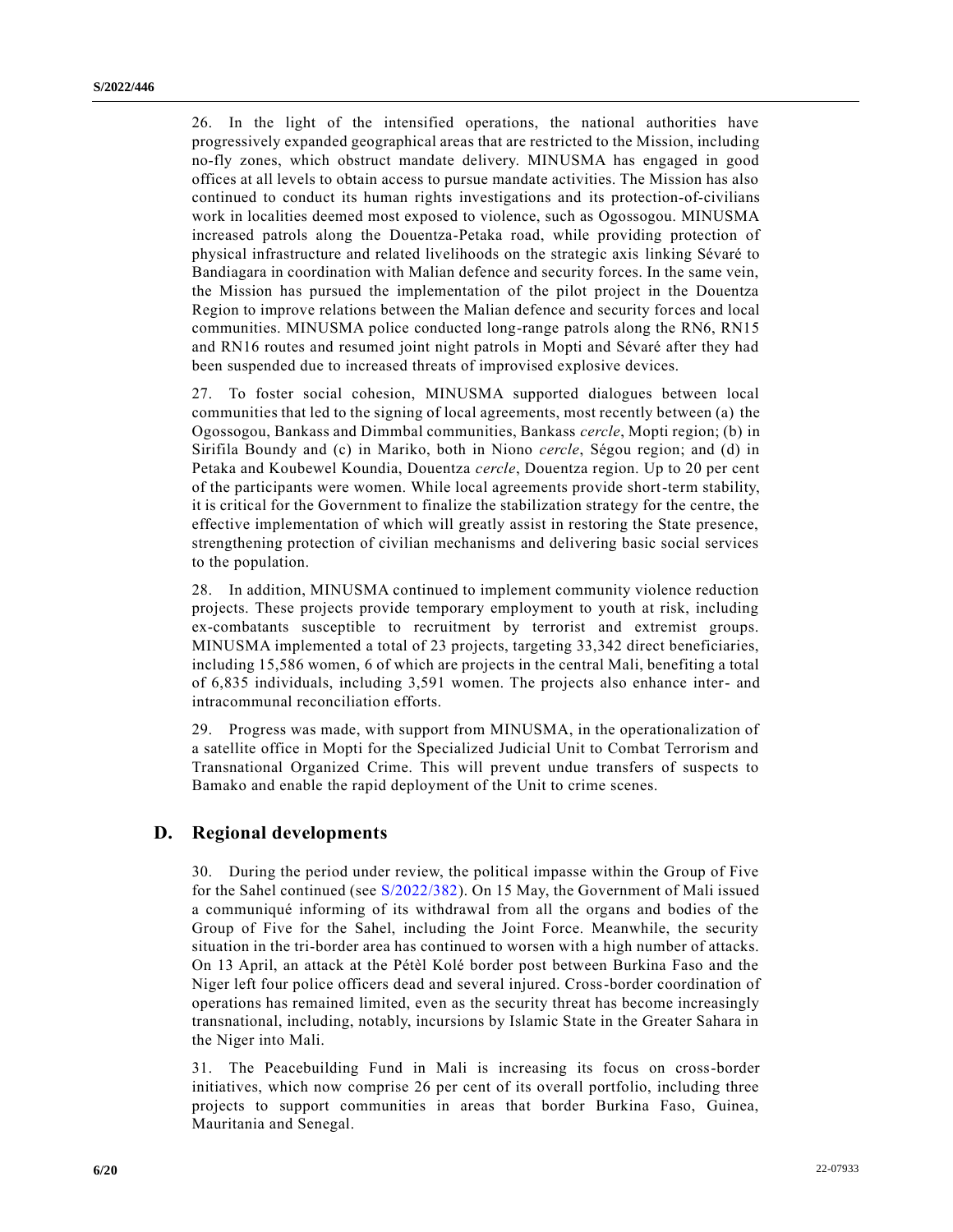26. In the light of the intensified operations, the national authorities have progressively expanded geographical areas that are restricted to the Mission, including no-fly zones, which obstruct mandate delivery. MINUSMA has engaged in good offices at all levels to obtain access to pursue mandate activities. The Mission has also continued to conduct its human rights investigations and its protection-of-civilians work in localities deemed most exposed to violence, such as Ogossogou. MINUSMA increased patrols along the Douentza-Petaka road, while providing protection of physical infrastructure and related livelihoods on the strategic axis linking Sévaré to Bandiagara in coordination with Malian defence and security forces. In the same vein, the Mission has pursued the implementation of the pilot project in the Douentza Region to improve relations between the Malian defence and security forces and local communities. MINUSMA police conducted long-range patrols along the RN6, RN15 and RN16 routes and resumed joint night patrols in Mopti and Sévaré after they had been suspended due to increased threats of improvised explosive devices.

27. To foster social cohesion, MINUSMA supported dialogues between local communities that led to the signing of local agreements, most recently between (a) the Ogossogou, Bankass and Dimmbal communities, Bankass *cercle*, Mopti region; (b) in Sirifila Boundy and (c) in Mariko, both in Niono *cercle*, Ségou region; and (d) in Petaka and Koubewel Koundia, Douentza *cercle*, Douentza region. Up to 20 per cent of the participants were women. While local agreements provide short-term stability, it is critical for the Government to finalize the stabilization strategy for the centre, the effective implementation of which will greatly assist in restoring the State presence, strengthening protection of civilian mechanisms and delivering basic social services to the population.

28. In addition, MINUSMA continued to implement community violence reduction projects. These projects provide temporary employment to youth at risk, including ex-combatants susceptible to recruitment by terrorist and extremist groups. MINUSMA implemented a total of 23 projects, targeting 33,342 direct beneficiaries, including 15,586 women, 6 of which are projects in the central Mali, benefiting a total of 6,835 individuals, including 3,591 women. The projects also enhance inter- and intracommunal reconciliation efforts.

29. Progress was made, with support from MINUSMA, in the operationalization of a satellite office in Mopti for the Specialized Judicial Unit to Combat Terrorism and Transnational Organized Crime. This will prevent undue transfers of suspects to Bamako and enable the rapid deployment of the Unit to crime scenes.

## D. Regional developments

30. During the period under review, the political impasse within the Group of Five for the Sahel continued (see S/2022/382). On 15 May, the Government of Mali issued a communiqué informing of its withdrawal from all the organs and bodies of the Group of Five for the Sahel, including the Joint Force. Meanwhile, the security situation in the tri-border area has continued to worsen with a high number of attacks. On 13 April, an attack at the Pétèl Kolé border post between Burkina Faso and the Niger left four police officers dead and several injured. Cross-border coordination of operations has remained limited, even as the security threat has become increasingly transnational, including, notably, incursions by Islamic State in the Greater Sahara in the Niger into Mali.

31. The Peacebuilding Fund in Mali is increasing its focus on cross-border initiatives, which now comprise 26 per cent of its overall portfolio, including three projects to support communities in areas that border Burkina Faso, Guinea, Mauritania and Senegal.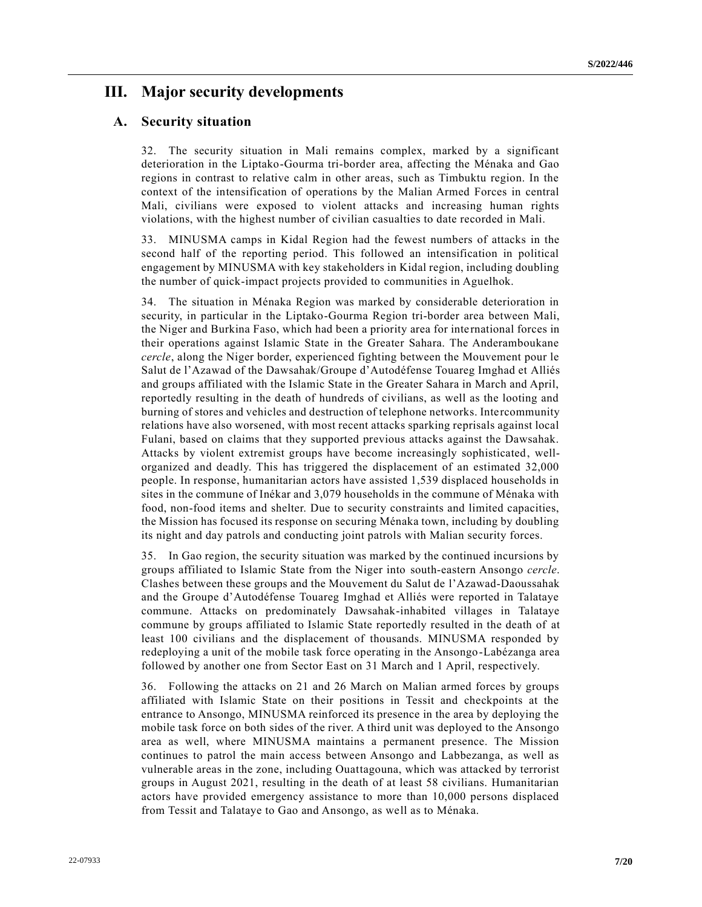# III. Major security developments

## A. Security situation

32. The security situation in Mali remains complex, marked by a significant deterioration in the Liptako-Gourma tri-border area, affecting the Ménaka and Gao regions in contrast to relative calm in other areas, such as Timbuktu region. In the context of the intensification of operations by the Malian Armed Forces in central Mali, civilians were exposed to violent attacks and increasing human rights violations, with the highest number of civilian casualties to date recorded in Mali.

33. MINUSMA camps in Kidal Region had the fewest numbers of attacks in the second half of the reporting period. This followed an intensification in political engagement by MINUSMA with key stakeholders in Kidal region, including doubling the number of quick-impact projects provided to communities in Aguelhok.

34. The situation in Ménaka Region was marked by considerable deterioration in security, in particular in the Liptako-Gourma Region tri-border area between Mali, the Niger and Burkina Faso, which had been a priority area for international forces in their operations against Islamic State in the Greater Sahara. The Anderamboukane *cercle*, along the Niger border, experienced fighting between the Mouvement pour le Salut de l'Azawad of the Dawsahak/Groupe d'Autodéfense Touareg Imghad et Alliés and groups affiliated with the Islamic State in the Greater Sahara in March and April, reportedly resulting in the death of hundreds of civilians, as well as the looting and burning of stores and vehicles and destruction of telephone networks. Intercommunity relations have also worsened, with most recent attacks sparking reprisals against local Fulani, based on claims that they supported previous attacks against the Dawsahak. Attacks by violent extremist groups have become increasingly sophisticated, well-organized and deadly. This has triggered the displacement of an estimated 32,000 people. In response, humanitarian actors have assisted 1,539 displaced households in sites in the commune of Inékar and 3,079 households in the commune of Ménaka with food, non-food items and shelter. Due to security constraints and limited capacities, the Mission has focused its response on securing Ménaka town, including by doubling its night and day patrols and conducting joint patrols with Malian security forces.

35. In Gao region, the security situation was marked by the continued incursions by groups affiliated to Islamic State from the Niger into south-eastern Ansongo *cercle*. Clashes between these groups and the Mouvement du Salut de l'Azawad-Daoussahak and the Groupe d'Autodéfense Touareg Imghad et Alliés were reported in Talataye commune. Attacks on predominately Dawsahak-inhabited villages in Talataye commune by groups affiliated to Islamic State reportedly resulted in the death of at least 100 civilians and the displacement of thousands. MINUSMA responded by redeploying a unit of the mobile task force operating in the Ansongo-Labézanga area followed by another one from Sector East on 31 March and 1 April, respectively.

36. Following the attacks on 21 and 26 March on Malian armed forces by groups affiliated with Islamic State on their positions in Tessit and checkpoints at the entrance to Ansongo, MINUSMA reinforced its presence in the area by deploying the mobile task force on both sides of the river. A third unit was deployed to the Ansongo area as well, where MINUSMA maintains a permanent presence. The Mission continues to patrol the main access between Ansongo and Labbezanga, as well as vulnerable areas in the zone, including Ouattagouna, which was attacked by terrorist groups in August 2021, resulting in the death of at least 58 civilians. Humanitarian actors have provided emergency assistance to more than 10,000 persons displaced from Tessit and Talataye to Gao and Ansongo, as well as to Ménaka.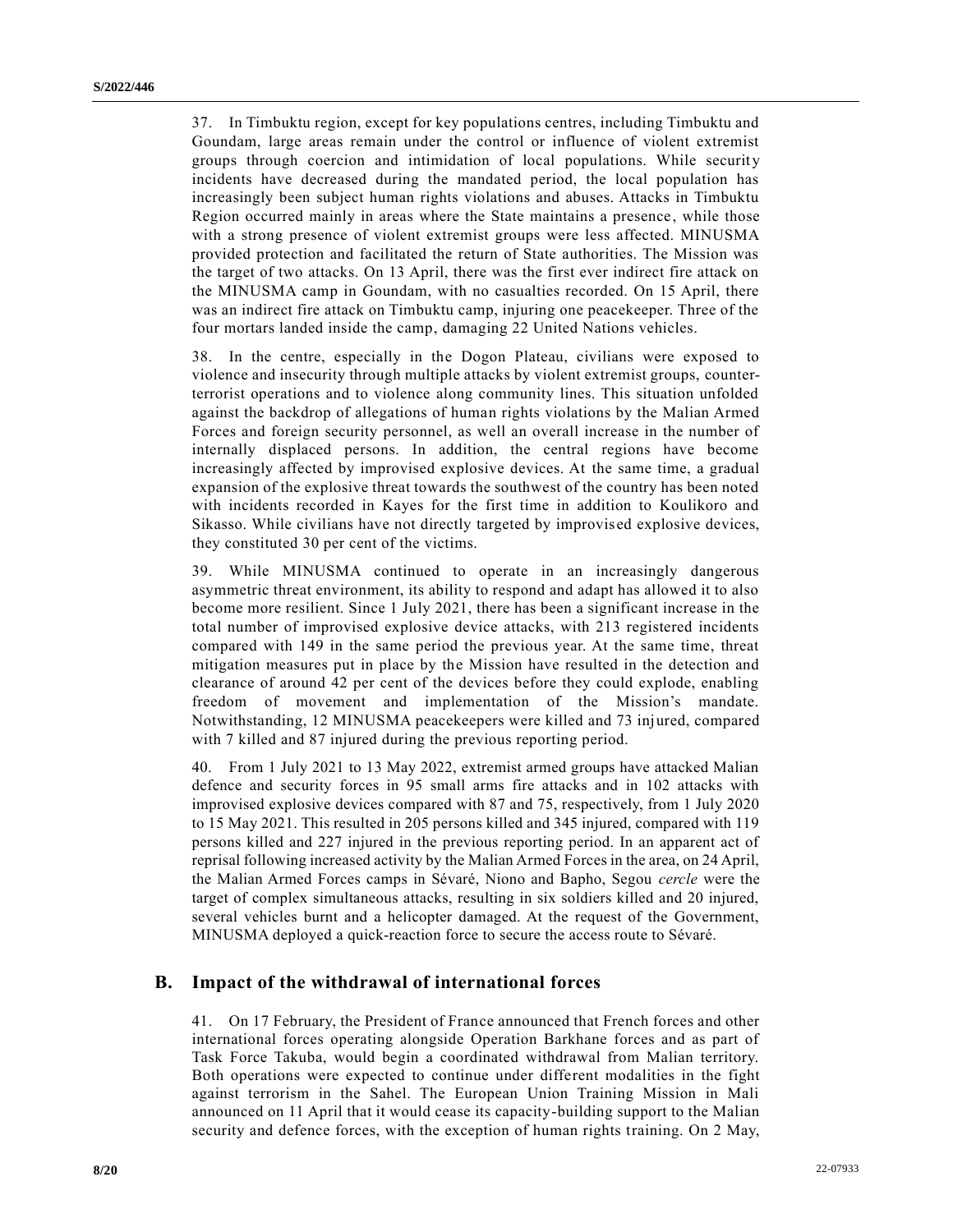37. In Timbuktu region, except for key populations centres, including Timbuktu and Goundam, large areas remain under the control or influence of violent extremist groups through coercion and intimidation of local populations. While security incidents have decreased during the mandated period, the local population has increasingly been subject human rights violations and abuses. Attacks in Timbuktu Region occurred mainly in areas where the State maintains a presence, while those with a strong presence of violent extremist groups were less affected. MINUSMA provided protection and facilitated the return of State authorities. The Mission was the target of two attacks. On 13 April, there was the first ever indirect fire attack on the MINUSMA camp in Goundam, with no casualties recorded. On 15 April, there was an indirect fire attack on Timbuktu camp, injuring one peacekeeper. Three of the four mortars landed inside the camp, damaging 22 United Nations vehicles.

38. In the centre, especially in the Dogon Plateau, civilians were exposed to violence and insecurity through multiple attacks by violent extremist groups, counter-terrorist operations and to violence along community lines. This situation unfolded against the backdrop of allegations of human rights violations by the Malian Armed Forces and foreign security personnel, as well an overall increase in the number of internally displaced persons. In addition, the central regions have become increasingly affected by improvised explosive devices. At the same time, a gradual expansion of the explosive threat towards the southwest of the country has been noted with incidents recorded in Kayes for the first time in addition to Koulikoro and Sikasso. While civilians have not directly targeted by improvised explosive devices, they constituted 30 per cent of the victims.

39. While MINUSMA continued to operate in an increasingly dangerous asymmetric threat environment, its ability to respond and adapt has allowed it to also become more resilient. Since 1 July 2021, there has been a significant increase in the total number of improvised explosive device attacks, with 213 registered incidents compared with 149 in the same period the previous year. At the same time, threat mitigation measures put in place by the Mission have resulted in the detection and clearance of around 42 per cent of the devices before they could explode, enabling freedom of movement and implementation of the Mission's mandate. Notwithstanding, 12 MINUSMA peacekeepers were killed and 73 injured, compared with 7 killed and 87 injured during the previous reporting period.

40. From 1 July 2021 to 13 May 2022, extremist armed groups have attacked Malian defence and security forces in 95 small arms fire attacks and in 102 attacks with improvised explosive devices compared with 87 and 75, respectively, from 1 July 2020 to 15 May 2021. This resulted in 205 persons killed and 345 injured, compared with 119 persons killed and 227 injured in the previous reporting period. In an apparent act of reprisal following increased activity by the Malian Armed Forces in the area, on 24 April, the Malian Armed Forces camps in Sévaré, Niono and Bapho, Segou *cercle* were the target of complex simultaneous attacks, resulting in six soldiers killed and 20 injured, several vehicles burnt and a helicopter damaged. At the request of the Government, MINUSMA deployed a quick-reaction force to secure the access route to Sévaré.

## B. Impact of the withdrawal of international forces

41. On 17 February, the President of France announced that French forces and other international forces operating alongside Operation Barkhane forces and as part of Task Force Takuba, would begin a coordinated withdrawal from Malian territory. Both operations were expected to continue under different modalities in the fight against terrorism in the Sahel. The European Union Training Mission in Mali announced on 11 April that it would cease its capacity-building support to the Malian security and defence forces, with the exception of human rights training. On 2 May,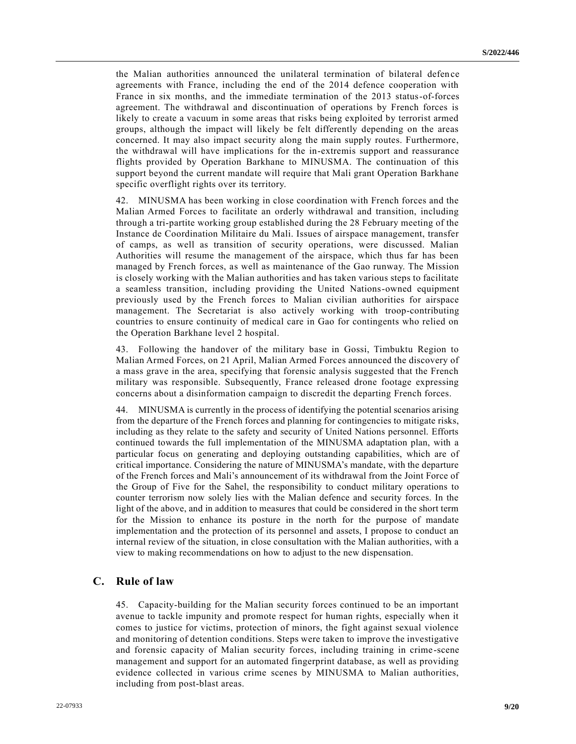the Malian authorities announced the unilateral termination of bilateral defence agreements with France, including the end of the 2014 defence cooperation with France in six months, and the immediate termination of the 2013 status-of-forces agreement. The withdrawal and discontinuation of operations by French forces is likely to create a vacuum in some areas that risks being exploited by terrorist armed groups, although the impact will likely be felt differently depending on the areas concerned. It may also impact security along the main supply routes. Furthermore, the withdrawal will have implications for the in-extremis support and reassurance flights provided by Operation Barkhane to MINUSMA. The continuation of this support beyond the current mandate will require that Mali grant Operation Barkhane specific overflight rights over its territory.

42. MINUSMA has been working in close coordination with French forces and the Malian Armed Forces to facilitate an orderly withdrawal and transition, including through a tri-partite working group established during the 28 February meeting of the Instance de Coordination Militaire du Mali. Issues of airspace management, transfer of camps, as well as transition of security operations, were discussed. Malian Authorities will resume the management of the airspace, which thus far has been managed by French forces, as well as maintenance of the Gao runway. The Mission is closely working with the Malian authorities and has taken various steps to facilitate a seamless transition, including providing the United Nations-owned equipment previously used by the French forces to Malian civilian authorities for airspace management. The Secretariat is also actively working with troop-contributing countries to ensure continuity of medical care in Gao for contingents who relied on the Operation Barkhane level 2 hospital.

43. Following the handover of the military base in Gossi, Timbuktu Region to Malian Armed Forces, on 21 April, Malian Armed Forces announced the discovery of a mass grave in the area, specifying that forensic analysis suggested that the French military was responsible. Subsequently, France released drone footage expressing concerns about a disinformation campaign to discredit the departing French forces.

44. MINUSMA is currently in the process of identifying the potential scenarios arising from the departure of the French forces and planning for contingencies to mitigate risks, including as they relate to the safety and security of United Nations personnel. Efforts continued towards the full implementation of the MINUSMA adaptation plan, with a particular focus on generating and deploying outstanding capabilities, which are of critical importance. Considering the nature of MINUSMA's mandate, with the departure of the French forces and Mali's announcement of its withdrawal from the Joint Force of the Group of Five for the Sahel, the responsibility to conduct military operations to counter terrorism now solely lies with the Malian defence and security forces. In the light of the above, and in addition to measures that could be considered in the short term for the Mission to enhance its posture in the north for the purpose of mandate implementation and the protection of its personnel and assets, I propose to conduct an internal review of the situation, in close consultation with the Malian authorities, with a view to making recommendations on how to adjust to the new dispensation.

## C. Rule of law

45. Capacity-building for the Malian security forces continued to be an important avenue to tackle impunity and promote respect for human rights, especially when it comes to justice for victims, protection of minors, the fight against sexual violence and monitoring of detention conditions. Steps were taken to improve the investigative and forensic capacity of Malian security forces, including training in crime-scene management and support for an automated fingerprint database, as well as providing evidence collected in various crime scenes by MINUSMA to Malian authorities, including from post-blast areas.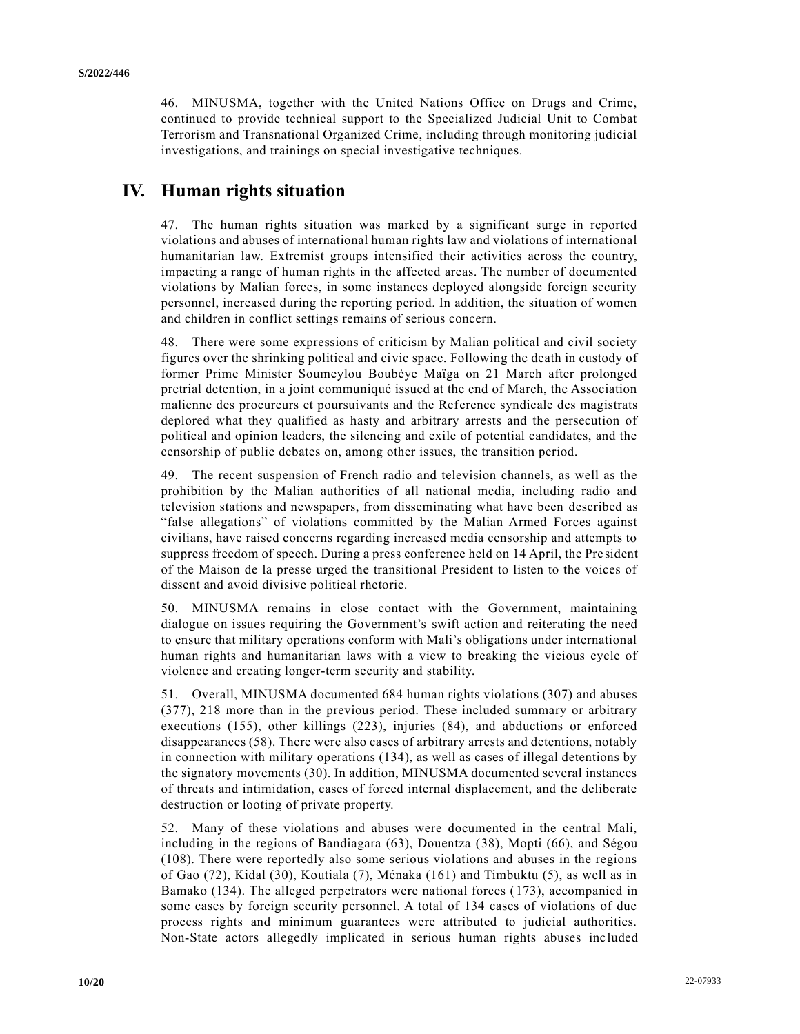46. MINUSMA, together with the United Nations Office on Drugs and Crime, continued to provide technical support to the Specialized Judicial Unit to Combat Terrorism and Transnational Organized Crime, including through monitoring judicial investigations, and trainings on special investigative techniques.

# IV. Human rights situation

47. The human rights situation was marked by a significant surge in reported violations and abuses of international human rights law and violations of international humanitarian law. Extremist groups intensified their activities across the country, impacting a range of human rights in the affected areas. The number of documented violations by Malian forces, in some instances deployed alongside foreign security personnel, increased during the reporting period. In addition, the situation of women and children in conflict settings remains of serious concern.

48. There were some expressions of criticism by Malian political and civil society figures over the shrinking political and civic space. Following the death in custody of former Prime Minister Soumeylou Boubèye Maïga on 21 March after prolonged pretrial detention, in a joint communiqué issued at the end of March, the Association malienne des procureurs et poursuivants and the Reference syndicale des magistrats deplored what they qualified as hasty and arbitrary arrests and the persecution of political and opinion leaders, the silencing and exile of potential candidates, and the censorship of public debates on, among other issues, the transition period.

49. The recent suspension of French radio and television channels, as well as the prohibition by the Malian authorities of all national media, including radio and television stations and newspapers, from disseminating what have been described as "false allegations" of violations committed by the Malian Armed Forces against civilians, have raised concerns regarding increased media censorship and attempts to suppress freedom of speech. During a press conference held on 14 April, the President of the Maison de la presse urged the transitional President to listen to the voices of dissent and avoid divisive political rhetoric.

50. MINUSMA remains in close contact with the Government, maintaining dialogue on issues requiring the Government's swift action and reiterating the need to ensure that military operations conform with Mali's obligations under international human rights and humanitarian laws with a view to breaking the vicious cycle of violence and creating longer-term security and stability.

51. Overall, MINUSMA documented 684 human rights violations (307) and abuses (377), 218 more than in the previous period. These included summary or arbitrary executions (155), other killings (223), injuries (84), and abductions or enforced disappearances (58). There were also cases of arbitrary arrests and detentions, notably in connection with military operations (134), as well as cases of illegal detentions by the signatory movements (30). In addition, MINUSMA documented several instances of threats and intimidation, cases of forced internal displacement, and the deliberate destruction or looting of private property.

52. Many of these violations and abuses were documented in the central Mali, including in the regions of Bandiagara (63), Douentza (38), Mopti (66), and Ségou (108). There were reportedly also some serious violations and abuses in the regions of Gao (72), Kidal (30), Koutiala (7), Ménaka (161) and Timbuktu (5), as well as in Bamako (134). The alleged perpetrators were national forces (173), accompanied in some cases by foreign security personnel. A total of 134 cases of violations of due process rights and minimum guarantees were attributed to judicial authorities. Non-State actors allegedly implicated in serious human rights abuses included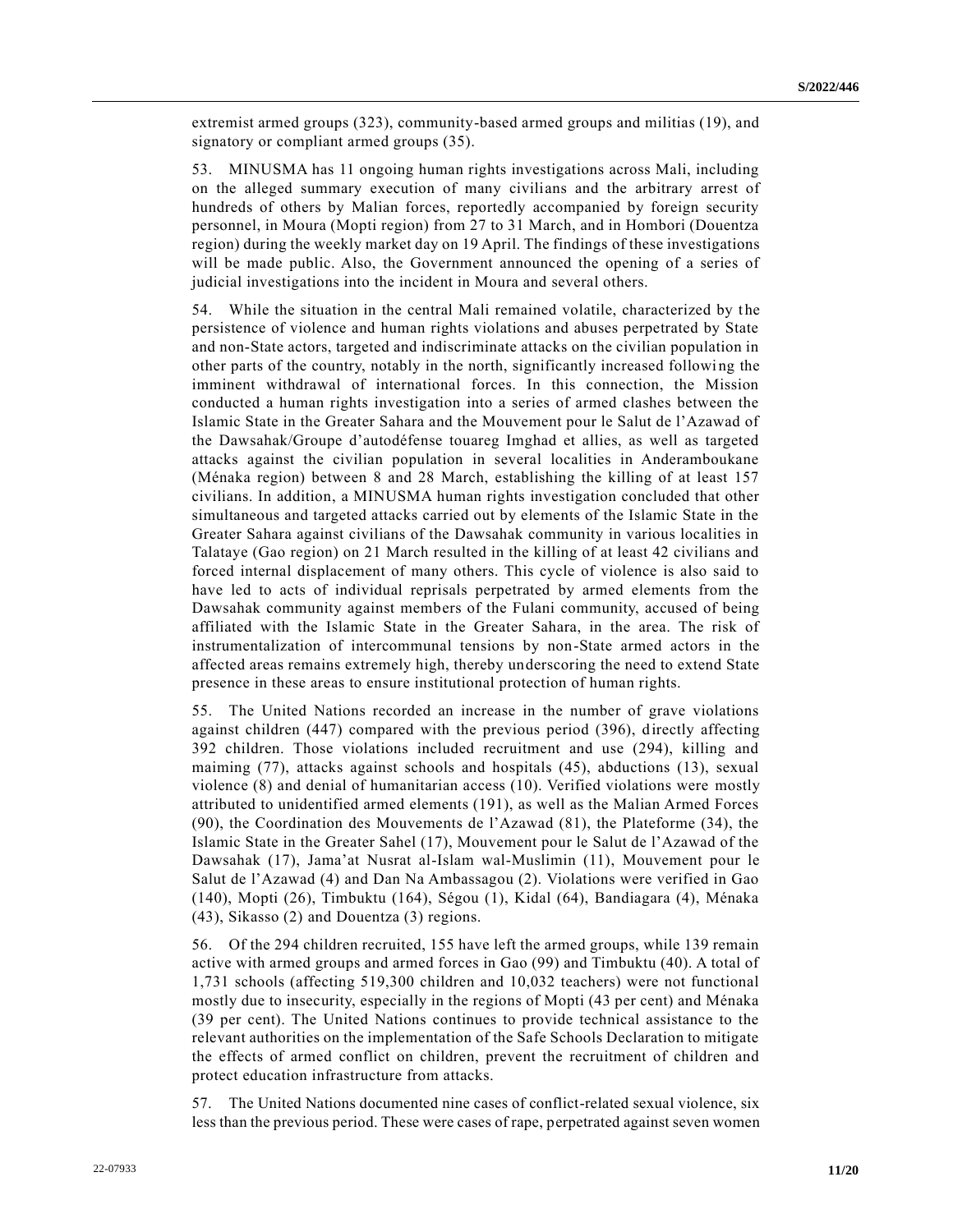extremist armed groups (323), community-based armed groups and militias (19), and signatory or compliant armed groups (35).

53. MINUSMA has 11 ongoing human rights investigations across Mali, including on the alleged summary execution of many civilians and the arbitrary arrest of hundreds of others by Malian forces, reportedly accompanied by foreign security personnel, in Moura (Mopti region) from 27 to 31 March, and in Hombori (Douentza region) during the weekly market day on 19 April. The findings of these investigations will be made public. Also, the Government announced the opening of a series of judicial investigations into the incident in Moura and several others.

54. While the situation in the central Mali remained volatile, characterized by the persistence of violence and human rights violations and abuses perpetrated by State and non-State actors, targeted and indiscriminate attacks on the civilian population in other parts of the country, notably in the north, significantly increased following the imminent withdrawal of international forces. In this connection, the Mission conducted a human rights investigation into a series of armed clashes between the Islamic State in the Greater Sahara and the Mouvement pour le Salut de l'Azawad of the Dawsahak/Groupe d'autodéfense touareg Imghad et allies, as well as targeted attacks against the civilian population in several localities in Anderamboukane (Ménaka region) between 8 and 28 March, establishing the killing of at least 157 civilians. In addition, a MINUSMA human rights investigation concluded that other simultaneous and targeted attacks carried out by elements of the Islamic State in the Greater Sahara against civilians of the Dawsahak community in various localities in Talataye (Gao region) on 21 March resulted in the killing of at least 42 civilians and forced internal displacement of many others. This cycle of violence is also said to have led to acts of individual reprisals perpetrated by armed elements from the Dawsahak community against members of the Fulani community, accused of being affiliated with the Islamic State in the Greater Sahara, in the area. The risk of instrumentalization of intercommunal tensions by non-State armed actors in the affected areas remains extremely high, thereby underscoring the need to extend State presence in these areas to ensure institutional protection of human rights.

55. The United Nations recorded an increase in the number of grave violations against children (447) compared with the previous period (396), directly affecting 392 children. Those violations included recruitment and use (294), killing and maiming (77), attacks against schools and hospitals (45), abductions (13), sexual violence (8) and denial of humanitarian access (10). Verified violations were mostly attributed to unidentified armed elements (191), as well as the Malian Armed Forces (90), the Coordination des Mouvements de l'Azawad (81), the Plateforme (34), the Islamic State in the Greater Sahel (17), Mouvement pour le Salut de l'Azawad of the Dawsahak (17), Jama'at Nusrat al-Islam wal-Muslimin (11), Mouvement pour le Salut de l'Azawad (4) and Dan Na Ambassagou (2). Violations were verified in Gao (140), Mopti (26), Timbuktu (164), Ségou (1), Kidal (64), Bandiagara (4), Ménaka (43), Sikasso (2) and Douentza (3) regions.

56. Of the 294 children recruited, 155 have left the armed groups, while 139 remain active with armed groups and armed forces in Gao (99) and Timbuktu (40). A total of 1,731 schools (affecting 519,300 children and 10,032 teachers) were not functional mostly due to insecurity, especially in the regions of Mopti (43 per cent) and Ménaka (39 per cent). The United Nations continues to provide technical assistance to the relevant authorities on the implementation of the Safe Schools Declaration to mitigate the effects of armed conflict on children, prevent the recruitment of children and protect education infrastructure from attacks.

57. The United Nations documented nine cases of conflict-related sexual violence, six less than the previous period. These were cases of rape, perpetrated against seven women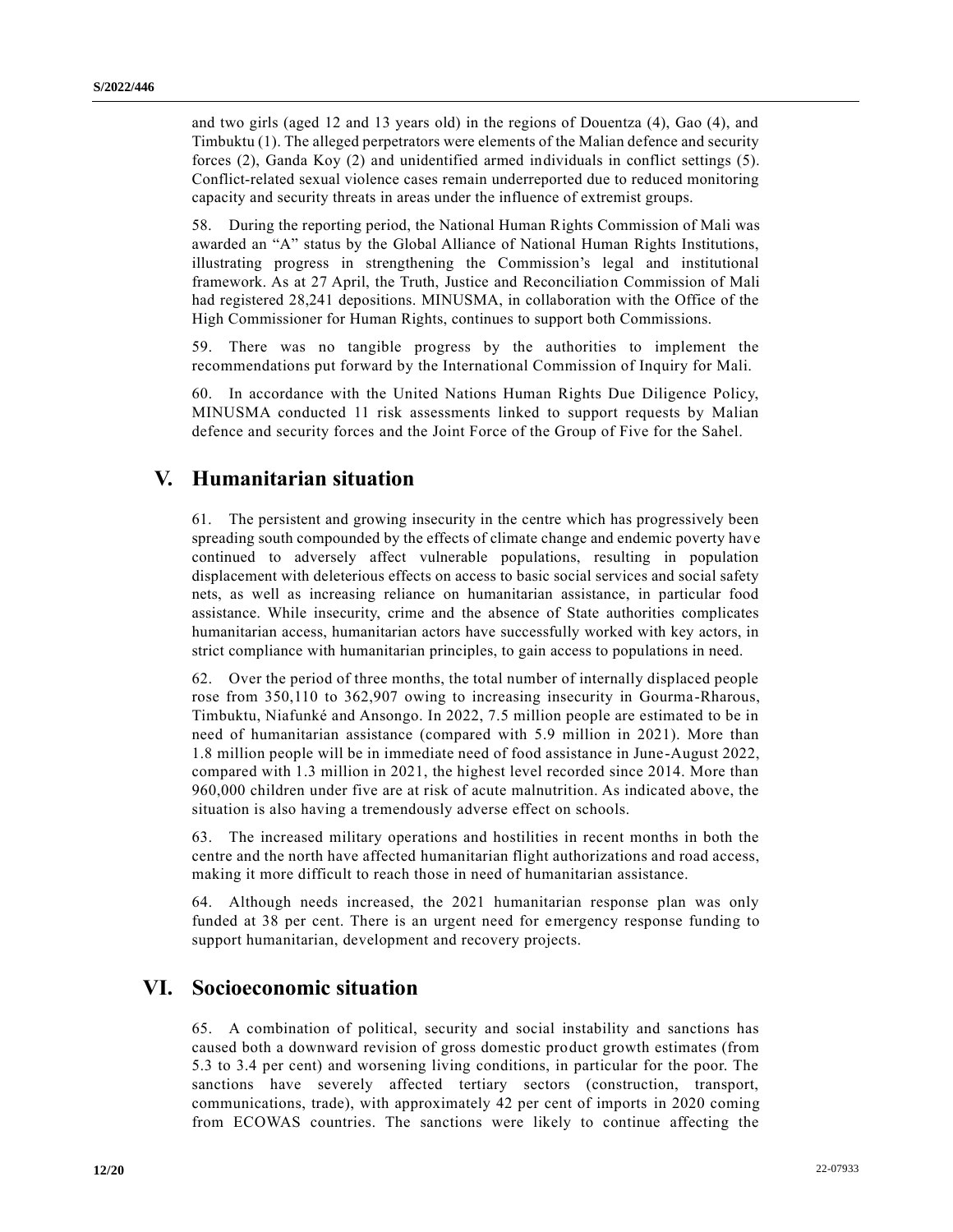and two girls (aged 12 and 13 years old) in the regions of Douentza (4), Gao (4), and Timbuktu (1). The alleged perpetrators were elements of the Malian defence and security forces (2), Ganda Koy (2) and unidentified armed individuals in conflict settings (5). Conflict-related sexual violence cases remain underreported due to reduced monitoring capacity and security threats in areas under the influence of extremist groups.

58. During the reporting period, the National Human Rights Commission of Mali was awarded an "A" status by the Global Alliance of National Human Rights Institutions, illustrating progress in strengthening the Commission's legal and institutional framework. As at 27 April, the Truth, Justice and Reconciliation Commission of Mali had registered 28,241 depositions. MINUSMA, in collaboration with the Office of the High Commissioner for Human Rights, continues to support both Commissions.

59. There was no tangible progress by the authorities to implement the recommendations put forward by the International Commission of Inquiry for Mali.

60. In accordance with the United Nations Human Rights Due Diligence Policy, MINUSMA conducted 11 risk assessments linked to support requests by Malian defence and security forces and the Joint Force of the Group of Five for the Sahel.

## V. Humanitarian situation

61. The persistent and growing insecurity in the centre which has progressively been spreading south compounded by the effects of climate change and endemic poverty have continued to adversely affect vulnerable populations, resulting in population displacement with deleterious effects on access to basic social services and social safety nets, as well as increasing reliance on humanitarian assistance, in particular food assistance. While insecurity, crime and the absence of State authorities complicates humanitarian access, humanitarian actors have successfully worked with key actors, in strict compliance with humanitarian principles, to gain access to populations in need.

62. Over the period of three months, the total number of internally displaced people rose from 350,110 to 362,907 owing to increasing insecurity in Gourma-Rharous, Timbuktu, Niafunké and Ansongo. In 2022, 7.5 million people are estimated to be in need of humanitarian assistance (compared with 5.9 million in 2021). More than 1.8 million people will be in immediate need of food assistance in June-August 2022, compared with 1.3 million in 2021, the highest level recorded since 2014. More than 960,000 children under five are at risk of acute malnutrition. As indicated above, the situation is also having a tremendously adverse effect on schools.

63. The increased military operations and hostilities in recent months in both the centre and the north have affected humanitarian flight authorizations and road access, making it more difficult to reach those in need of humanitarian assistance.

64. Although needs increased, the 2021 humanitarian response plan was only funded at 38 per cent. There is an urgent need for emergency response funding to support humanitarian, development and recovery projects.

## VI. Socioeconomic situation

65. A combination of political, security and social instability and sanctions has caused both a downward revision of gross domestic product growth estimates (from 5.3 to 3.4 per cent) and worsening living conditions, in particular for the poor. The sanctions have severely affected tertiary sectors (construction, transport, communications, trade), with approximately 42 per cent of imports in 2020 coming from ECOWAS countries. The sanctions were likely to continue affecting the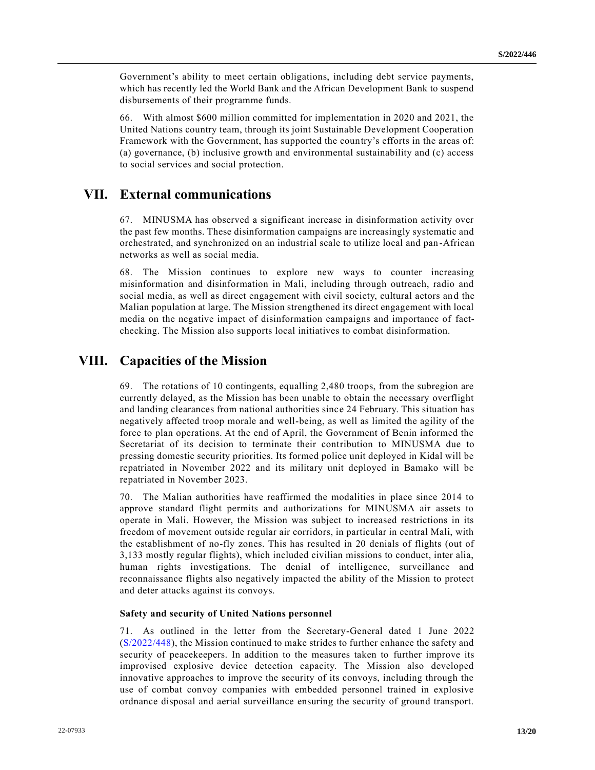Government's ability to meet certain obligations, including debt service payments, which has recently led the World Bank and the African Development Bank to suspend disbursements of their programme funds.

66. With almost $600 million committed for implementation in 2020 and 2021, the United Nations country team, through its joint Sustainable Development Cooperation Framework with the Government, has supported the country's efforts in the areas of: (a) governance, (b) inclusive growth and environmental sustainability and (c) access to social services and social protection.

# VII. External communications

67. MINUSMA has observed a significant increase in disinformation activity over the past few months. These disinformation campaigns are increasingly systematic and orchestrated, and synchronized on an industrial scale to utilize local and pan-African networks as well as social media.

68. The Mission continues to explore new ways to counter increasing misinformation and disinformation in Mali, including through outreach, radio and social media, as well as direct engagement with civil society, cultural actors and the Malian population at large. The Mission strengthened its direct engagement with local media on the negative impact of disinformation campaigns and importance of fact-checking. The Mission also supports local initiatives to combat disinformation.

# VIII. Capacities of the Mission

69. The rotations of 10 contingents, equalling 2,480 troops, from the subregion are currently delayed, as the Mission has been unable to obtain the necessary overflight and landing clearances from national authorities since 24 February. This situation has negatively affected troop morale and well-being, as well as limited the agility of the force to plan operations. At the end of April, the Government of Benin informed the Secretariat of its decision to terminate their contribution to MINUSMA due to pressing domestic security priorities. Its formed police unit deployed in Kidal will be repatriated in November 2022 and its military unit deployed in Bamako will be repatriated in November 2023.

70. The Malian authorities have reaffirmed the modalities in place since 2014 to approve standard flight permits and authorizations for MINUSMA air assets to operate in Mali. However, the Mission was subject to increased restrictions in its freedom of movement outside regular air corridors, in particular in central Mali, with the establishment of no-fly zones. This has resulted in 20 denials of flights (out of 3,133 mostly regular flights), which included civilian missions to conduct, inter alia, human rights investigations. The denial of intelligence, surveillance and reconnaissance flights also negatively impacted the ability of the Mission to protect and deter attacks against its convoys.

### Safety and security of United Nations personnel

71. As outlined in the letter from the Secretary-General dated 1 June 2022 (S/2022/448), the Mission continued to make strides to further enhance the safety and security of peacekeepers. In addition to the measures taken to further improve its improvised explosive device detection capacity. The Mission also developed innovative approaches to improve the security of its convoys, including through the use of combat convoy companies with embedded personnel trained in explosive ordnance disposal and aerial surveillance ensuring the security of ground transport.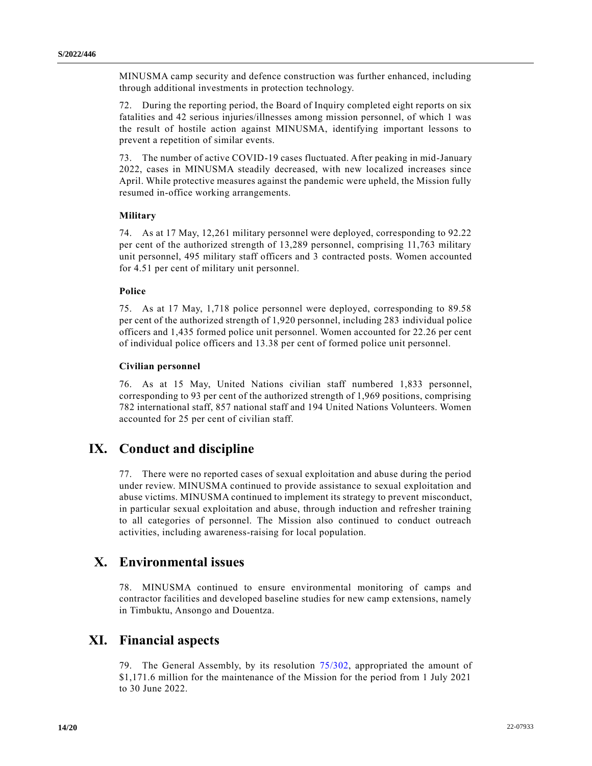MINUSMA camp security and defence construction was further enhanced, including through additional investments in protection technology.

72. During the reporting period, the Board of Inquiry completed eight reports on six fatalities and 42 serious injuries/illnesses among mission personnel, of which 1 was the result of hostile action against MINUSMA, identifying important lessons to prevent a repetition of similar events.

73. The number of active COVID-19 cases fluctuated. After peaking in mid-January 2022, cases in MINUSMA steadily decreased, with new localized increases since April. While protective measures against the pandemic were upheld, the Mission fully resumed in-office working arrangements.

### Military

74. As at 17 May, 12,261 military personnel were deployed, corresponding to 92.22 per cent of the authorized strength of 13,289 personnel, comprising 11,763 military unit personnel, 495 military staff officers and 3 contracted posts. Women accounted for 4.51 per cent of military unit personnel.

### Police

75. As at 17 May, 1,718 police personnel were deployed, corresponding to 89.58 per cent of the authorized strength of 1,920 personnel, including 283 individual police officers and 1,435 formed police unit personnel. Women accounted for 22.26 per cent of individual police officers and 13.38 per cent of formed police unit personnel.

### Civilian personnel

76. As at 15 May, United Nations civilian staff numbered 1,833 personnel, corresponding to 93 per cent of the authorized strength of 1,969 positions, comprising 782 international staff, 857 national staff and 194 United Nations Volunteers. Women accounted for 25 per cent of civilian staff.

## IX. Conduct and discipline

77. There were no reported cases of sexual exploitation and abuse during the period under review. MINUSMA continued to provide assistance to sexual exploitation and abuse victims. MINUSMA continued to implement its strategy to prevent misconduct, in particular sexual exploitation and abuse, through induction and refresher training to all categories of personnel. The Mission also continued to conduct outreach activities, including awareness-raising for local population.

## X. Environmental issues

78. MINUSMA continued to ensure environmental monitoring of camps and contractor facilities and developed baseline studies for new camp extensions, namely in Timbuktu, Ansongo and Douentza.

## XI. Financial aspects

79. The General Assembly, by its resolution 75/302, appropriated the amount of $1,171.6 million for the maintenance of the Mission for the period from 1 July 2021 to 30 June 2022.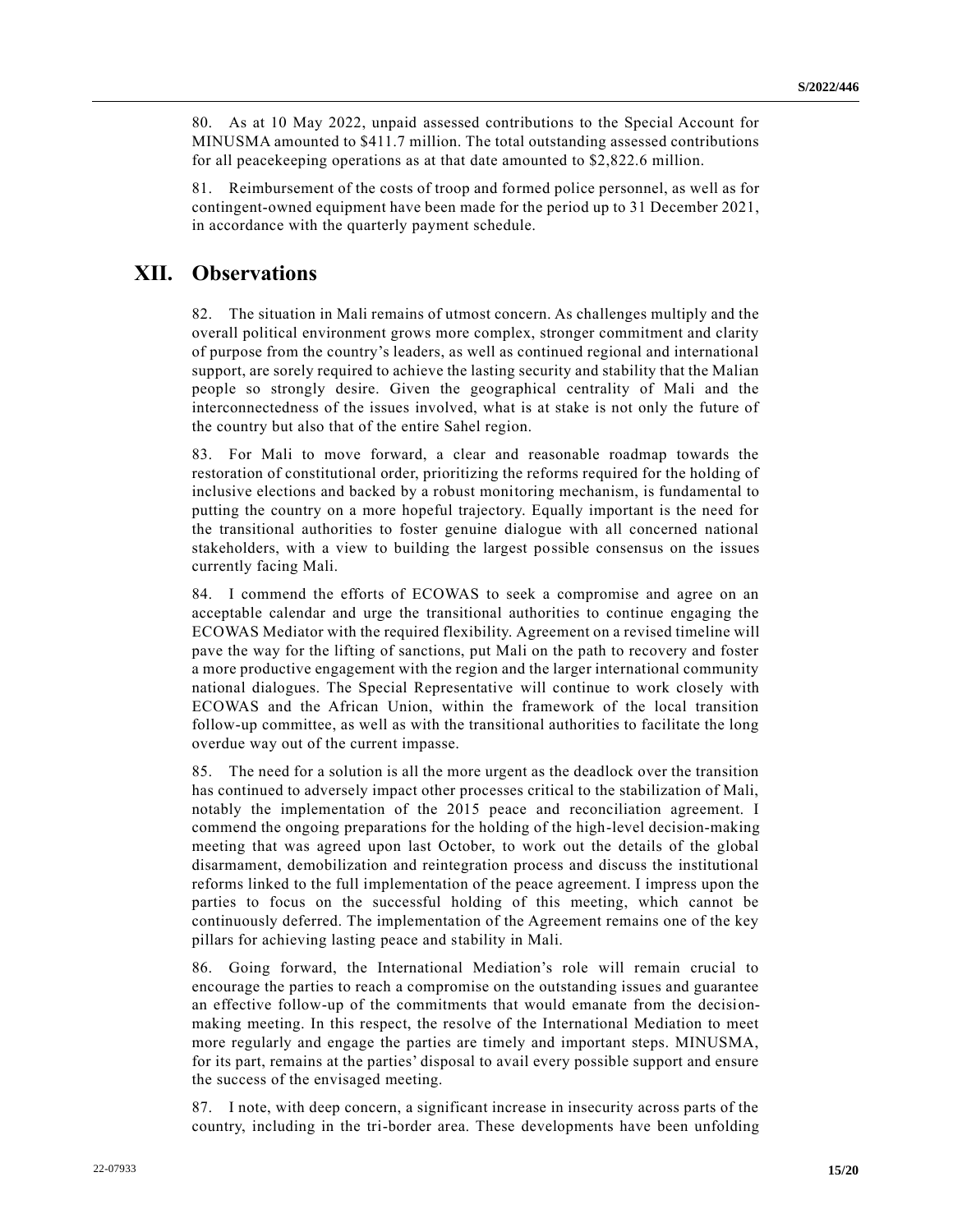80. As at 10 May 2022, unpaid assessed contributions to the Special Account for MINUSMA amounted to $411.7 million. The total outstanding assessed contributions for all peacekeeping operations as at that date amounted to $2,822.6 million.

81. Reimbursement of the costs of troop and formed police personnel, as well as for contingent-owned equipment have been made for the period up to 31 December 2021, in accordance with the quarterly payment schedule.

# XII. Observations

82. The situation in Mali remains of utmost concern. As challenges multiply and the overall political environment grows more complex, stronger commitment and clarity of purpose from the country's leaders, as well as continued regional and international support, are sorely required to achieve the lasting security and stability that the Malian people so strongly desire. Given the geographical centrality of Mali and the interconnectedness of the issues involved, what is at stake is not only the future of the country but also that of the entire Sahel region.

83. For Mali to move forward, a clear and reasonable roadmap towards the restoration of constitutional order, prioritizing the reforms required for the holding of inclusive elections and backed by a robust monitoring mechanism, is fundamental to putting the country on a more hopeful trajectory. Equally important is the need for the transitional authorities to foster genuine dialogue with all concerned national stakeholders, with a view to building the largest possible consensus on the issues currently facing Mali.

84. I commend the efforts of ECOWAS to seek a compromise and agree on an acceptable calendar and urge the transitional authorities to continue engaging the ECOWAS Mediator with the required flexibility. Agreement on a revised timeline will pave the way for the lifting of sanctions, put Mali on the path to recovery and foster a more productive engagement with the region and the larger international community national dialogues. The Special Representative will continue to work closely with ECOWAS and the African Union, within the framework of the local transition follow-up committee, as well as with the transitional authorities to facilitate the long overdue way out of the current impasse.

85. The need for a solution is all the more urgent as the deadlock over the transition has continued to adversely impact other processes critical to the stabilization of Mali, notably the implementation of the 2015 peace and reconciliation agreement. I commend the ongoing preparations for the holding of the high-level decision-making meeting that was agreed upon last October, to work out the details of the global disarmament, demobilization and reintegration process and discuss the institutional reforms linked to the full implementation of the peace agreement. I impress upon the parties to focus on the successful holding of this meeting, which cannot be continuously deferred. The implementation of the Agreement remains one of the key pillars for achieving lasting peace and stability in Mali.

86. Going forward, the International Mediation's role will remain crucial to encourage the parties to reach a compromise on the outstanding issues and guarantee an effective follow-up of the commitments that would emanate from the decision-making meeting. In this respect, the resolve of the International Mediation to meet more regularly and engage the parties are timely and important steps. MINUSMA, for its part, remains at the parties' disposal to avail every possible support and ensure the success of the envisaged meeting.

87. I note, with deep concern, a significant increase in insecurity across parts of the country, including in the tri-border area. These developments have been unfolding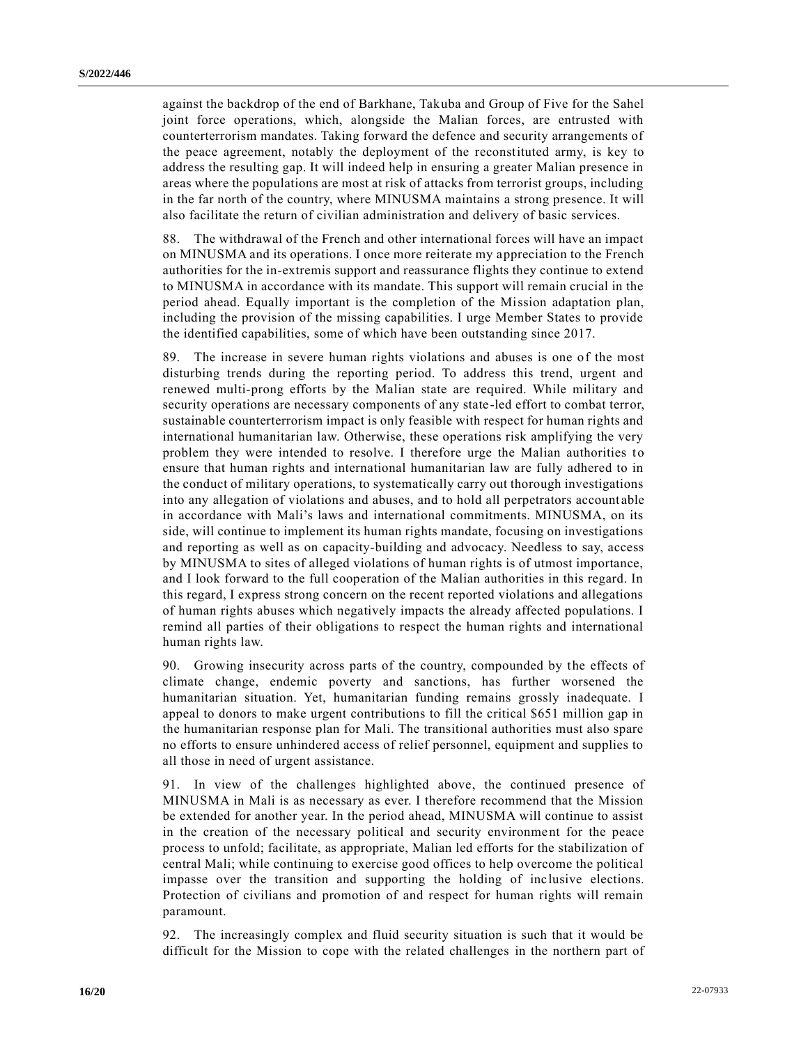against the backdrop of the end of Barkhane, Takuba and Group of Five for the Sahel joint force operations, which, alongside the Malian forces, are entrusted with counterterrorism mandates. Taking forward the defence and security arrangements of the peace agreement, notably the deployment of the reconstituted army, is key to address the resulting gap. It will indeed help in ensuring a greater Malian presence in areas where the populations are most at risk of attacks from terrorist groups, including in the far north of the country, where MINUSMA maintains a strong presence. It will also facilitate the return of civilian administration and delivery of basic services.

88. The withdrawal of the French and other international forces will have an impact on MINUSMA and its operations. I once more reiterate my appreciation to the French authorities for the in-extremis support and reassurance flights they continue to extend to MINUSMA in accordance with its mandate. This support will remain crucial in the period ahead. Equally important is the completion of the Mission adaptation plan, including the provision of the missing capabilities. I urge Member States to provide the identified capabilities, some of which have been outstanding since 2017.

89. The increase in severe human rights violations and abuses is one of the most disturbing trends during the reporting period. To address this trend, urgent and renewed multi-prong efforts by the Malian state are required. While military and security operations are necessary components of any state-led effort to combat terror, sustainable counterterrorism impact is only feasible with respect for human rights and international humanitarian law. Otherwise, these operations risk amplifying the very problem they were intended to resolve. I therefore urge the Malian authorities to ensure that human rights and international humanitarian law are fully adhered to in the conduct of military operations, to systematically carry out thorough investigations into any allegation of violations and abuses, and to hold all perpetrators accountable in accordance with Mali's laws and international commitments. MINUSMA, on its side, will continue to implement its human rights mandate, focusing on investigations and reporting as well as on capacity-building and advocacy. Needless to say, access by MINUSMA to sites of alleged violations of human rights is of utmost importance, and I look forward to the full cooperation of the Malian authorities in this regard. In this regard, I express strong concern on the recent reported violations and allegations of human rights abuses which negatively impacts the already affected populations. I remind all parties of their obligations to respect the human rights and international human rights law.

90. Growing insecurity across parts of the country, compounded by the effects of climate change, endemic poverty and sanctions, has further worsened the humanitarian situation. Yet, humanitarian funding remains grossly inadequate. I appeal to donors to make urgent contributions to fill the critical $651 million gap in the humanitarian response plan for Mali. The transitional authorities must also spare no efforts to ensure unhindered access of relief personnel, equipment and supplies to all those in need of urgent assistance.

91. In view of the challenges highlighted above, the continued presence of MINUSMA in Mali is as necessary as ever. I therefore recommend that the Mission be extended for another year. In the period ahead, MINUSMA will continue to assist in the creation of the necessary political and security environment for the peace process to unfold; facilitate, as appropriate, Malian led efforts for the stabilization of central Mali; while continuing to exercise good offices to help overcome the political impasse over the transition and supporting the holding of inclusive elections. Protection of civilians and promotion of and respect for human rights will remain paramount.

92. The increasingly complex and fluid security situation is such that it would be difficult for the Mission to cope with the related challenges in the northern part of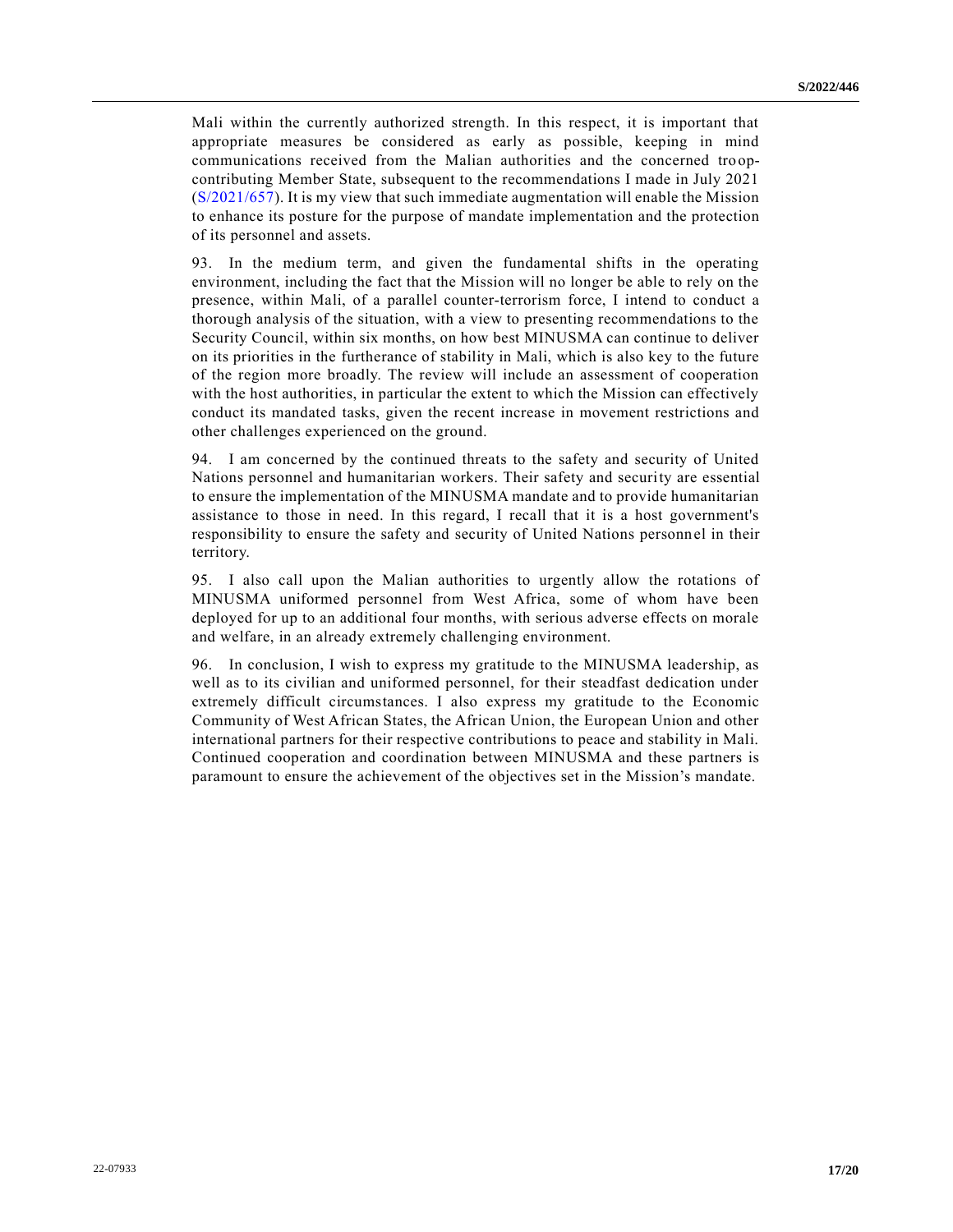Mali within the currently authorized strength. In this respect, it is important that appropriate measures be considered as early as possible, keeping in mind communications received from the Malian authorities and the concerned troop-contributing Member State, subsequent to the recommendations I made in July 2021 (S/2021/657). It is my view that such immediate augmentation will enable the Mission to enhance its posture for the purpose of mandate implementation and the protection of its personnel and assets.

93. In the medium term, and given the fundamental shifts in the operating environment, including the fact that the Mission will no longer be able to rely on the presence, within Mali, of a parallel counter-terrorism force, I intend to conduct a thorough analysis of the situation, with a view to presenting recommendations to the Security Council, within six months, on how best MINUSMA can continue to deliver on its priorities in the furtherance of stability in Mali, which is also key to the future of the region more broadly. The review will include an assessment of cooperation with the host authorities, in particular the extent to which the Mission can effectively conduct its mandated tasks, given the recent increase in movement restrictions and other challenges experienced on the ground.

94. I am concerned by the continued threats to the safety and security of United Nations personnel and humanitarian workers. Their safety and security are essential to ensure the implementation of the MINUSMA mandate and to provide humanitarian assistance to those in need. In this regard, I recall that it is a host government's responsibility to ensure the safety and security of United Nations personnel in their territory.

95. I also call upon the Malian authorities to urgently allow the rotations of MINUSMA uniformed personnel from West Africa, some of whom have been deployed for up to an additional four months, with serious adverse effects on morale and welfare, in an already extremely challenging environment.

96. In conclusion, I wish to express my gratitude to the MINUSMA leadership, as well as to its civilian and uniformed personnel, for their steadfast dedication under extremely difficult circumstances. I also express my gratitude to the Economic Community of West African States, the African Union, the European Union and other international partners for their respective contributions to peace and stability in Mali. Continued cooperation and coordination between MINUSMA and these partners is paramount to ensure the achievement of the objectives set in the Mission's mandate.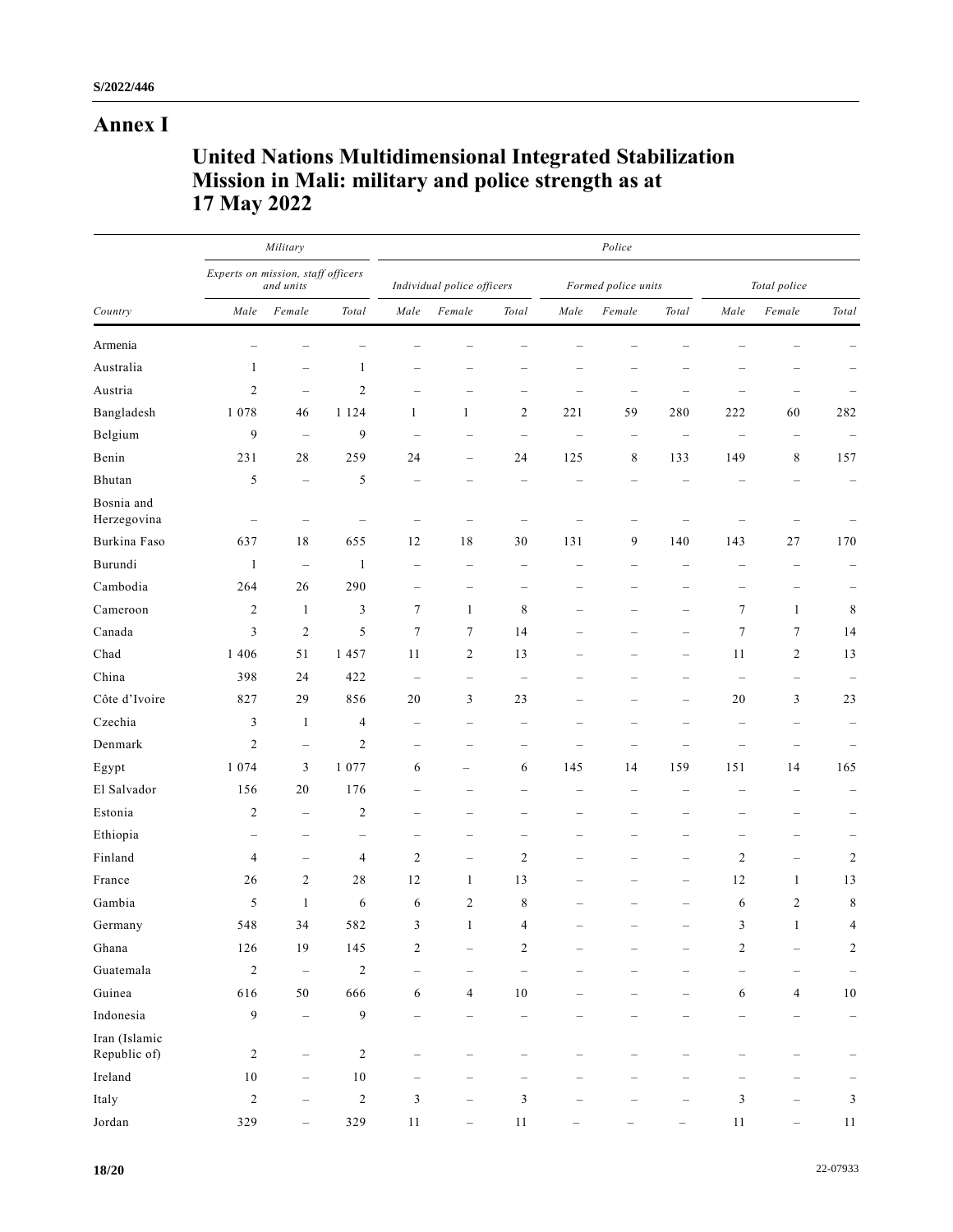# Annex I

## United Nations Multidimensional Integrated Stabilization Mission in Mali: military and police strength as at 17 May 2022

| | *Military* | | | *Police* | | | | | | | | |
|---|---|---|---|---|---|---|---|---|---|---|---|---|
| | *Experts on mission, staff officers and units* | | | *Individual police officers* | | | *Formed police units* | | | *Total police* | | |
| *Country* | *Male* | *Female* | *Total* | *Male* | *Female* | *Total* | *Male* | *Female* | *Total* | *Male* | *Female* | *Total* |
| Armenia | – | – | – | – | – | – | – | – | – | – | – | – |
| Australia | 1 | – | 1 | – | – | – | – | – | – | – | – | – |
| Austria | 2 | – | 2 | – | – | – | – | – | – | – | – | – |
| Bangladesh | 1 078 | 46 | 1 124 | 1 | 1 | 2 | 221 | 59 | 280 | 222 | 60 | 282 |
| Belgium | 9 | – | 9 | – | – | – | – | – | – | – | – | – |
| Benin | 231 | 28 | 259 | 24 | – | 24 | 125 | 8 | 133 | 149 | 8 | 157 |
| Bhutan | 5 | – | 5 | – | – | – | – | – | – | – | – | – |
| Bosnia and Herzegovina | – | – | – | – | – | – | – | – | – | – | – | – |
| Burkina Faso | 637 | 18 | 655 | 12 | 18 | 30 | 131 | 9 | 140 | 143 | 27 | 170 |
| Burundi | 1 | – | 1 | – | – | – | – | – | – | – | – | – |
| Cambodia | 264 | 26 | 290 | – | – | – | – | – | – | – | – | – |
| Cameroon | 2 | 1 | 3 | 7 | 1 | 8 | – | – | – | 7 | 1 | 8 |
| Canada | 3 | 2 | 5 | 7 | 7 | 14 | – | – | – | 7 | 7 | 14 |
| Chad | 1 406 | 51 | 1 457 | 11 | 2 | 13 | – | – | – | 11 | 2 | 13 |
| China | 398 | 24 | 422 | – | – | – | – | – | – | – | – | – |
| Côte d'Ivoire | 827 | 29 | 856 | 20 | 3 | 23 | – | – | – | 20 | 3 | 23 |
| Czechia | 3 | 1 | 4 | – | – | – | – | – | – | – | – | – |
| Denmark | 2 | – | 2 | – | – | – | – | – | – | – | – | – |
| Egypt | 1 074 | 3 | 1 077 | 6 | – | 6 | 145 | 14 | 159 | 151 | 14 | 165 |
| El Salvador | 156 | 20 | 176 | – | – | – | – | – | – | – | – | – |
| Estonia | 2 | – | 2 | – | – | – | – | – | – | – | – | – |
| Ethiopia | – | – | – | – | – | – | – | – | – | – | – | – |
| Finland | 4 | – | 4 | 2 | – | 2 | – | – | – | 2 | – | 2 |
| France | 26 | 2 | 28 | 12 | 1 | 13 | – | – | – | 12 | 1 | 13 |
| Gambia | 5 | 1 | 6 | 6 | 2 | 8 | – | – | – | 6 | 2 | 8 |
| Germany | 548 | 34 | 582 | 3 | 1 | 4 | – | – | – | 3 | 1 | 4 |
| Ghana | 126 | 19 | 145 | 2 | – | 2 | – | – | – | 2 | – | 2 |
| Guatemala | 2 | – | 2 | – | – | – | – | – | – | – | – | – |
| Guinea | 616 | 50 | 666 | 6 | 4 | 10 | – | – | – | 6 | 4 | 10 |
| Indonesia | 9 | – | 9 | – | – | – | – | – | – | – | – | – |
| Iran (Islamic Republic of) | 2 | – | 2 | – | – | – | – | – | – | – | – | – |
| Ireland | 10 | – | 10 | – | – | – | – | – | – | – | – | – |
| Italy | 2 | – | 2 | 3 | – | 3 | – | – | – | 3 | – | 3 |
| Jordan | 329 | – | 329 | 11 | – | 11 | – | – | – | 11 | – | 11 |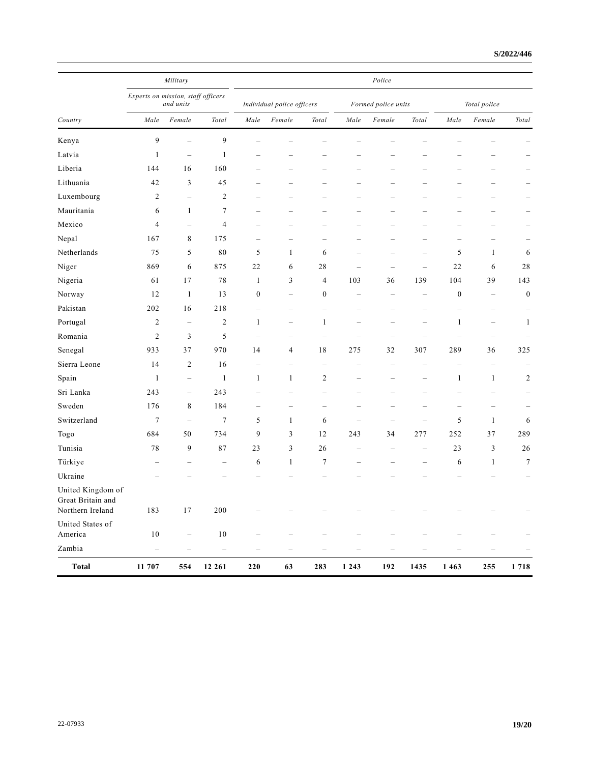| Country | Military | | | Police | | | | | | | | |
|---|---|---|---|---|---|---|---|---|---|---|---|---|
| | Experts on mission, staff officers and units | | | Individual police officers | | | Formed police units | | | Total police | | |
| | Male | Female | Total | Male | Female | Total | Male | Female | Total | Male | Female | Total |
| Kenya | 9 | – | 9 | – | – | – | – | – | – | – | – | – |
| Latvia | 1 | – | 1 | – | – | – | – | – | – | – | – | – |
| Liberia | 144 | 16 | 160 | – | – | – | – | – | – | – | – | – |
| Lithuania | 42 | 3 | 45 | – | – | – | – | – | – | – | – | – |
| Luxembourg | 2 | – | 2 | – | – | – | – | – | – | – | – | – |
| Mauritania | 6 | 1 | 7 | – | – | – | – | – | – | – | – | – |
| Mexico | 4 | – | 4 | – | – | – | – | – | – | – | – | – |
| Nepal | 167 | 8 | 175 | – | – | – | – | – | – | – | – | – |
| Netherlands | 75 | 5 | 80 | 5 | 1 | 6 | – | – | – | 5 | 1 | 6 |
| Niger | 869 | 6 | 875 | 22 | 6 | 28 | – | – | – | 22 | 6 | 28 |
| Nigeria | 61 | 17 | 78 | 1 | 3 | 4 | 103 | 36 | 139 | 104 | 39 | 143 |
| Norway | 12 | 1 | 13 | 0 | – | 0 | – | – | – | 0 | – | 0 |
| Pakistan | 202 | 16 | 218 | – | – | – | – | – | – | – | – | – |
| Portugal | 2 | – | 2 | 1 | – | 1 | – | – | – | 1 | – | 1 |
| Romania | 2 | 3 | 5 | – | – | – | – | – | – | – | – | – |
| Senegal | 933 | 37 | 970 | 14 | 4 | 18 | 275 | 32 | 307 | 289 | 36 | 325 |
| Sierra Leone | 14 | 2 | 16 | – | – | – | – | – | – | – | – | – |
| Spain | 1 | – | 1 | 1 | 1 | 2 | – | – | – | 1 | 1 | 2 |
| Sri Lanka | 243 | – | 243 | – | – | – | – | – | – | – | – | – |
| Sweden | 176 | 8 | 184 | – | – | – | – | – | – | – | – | – |
| Switzerland | 7 | – | 7 | 5 | 1 | 6 | – | – | – | 5 | 1 | 6 |
| Togo | 684 | 50 | 734 | 9 | 3 | 12 | 243 | 34 | 277 | 252 | 37 | 289 |
| Tunisia | 78 | 9 | 87 | 23 | 3 | 26 | – | – | – | 23 | 3 | 26 |
| Türkiye | – | – | – | 6 | 1 | 7 | – | – | – | 6 | 1 | 7 |
| Ukraine | – | – | – | – | – | – | – | – | – | – | – | – |
| United Kingdom of Great Britain and Northern Ireland | 183 | 17 | 200 | – | – | – | – | – | – | – | – | – |
| United States of America | 10 | – | 10 | – | – | – | – | – | – | – | – | – |
| Zambia | – | – | – | – | – | – | – | – | – | – | – | – |
| **Total** | **11 707** | **554** | **12 261** | **220** | **63** | **283** | **1 243** | **192** | **1435** | **1 463** | **255** | **1 718** |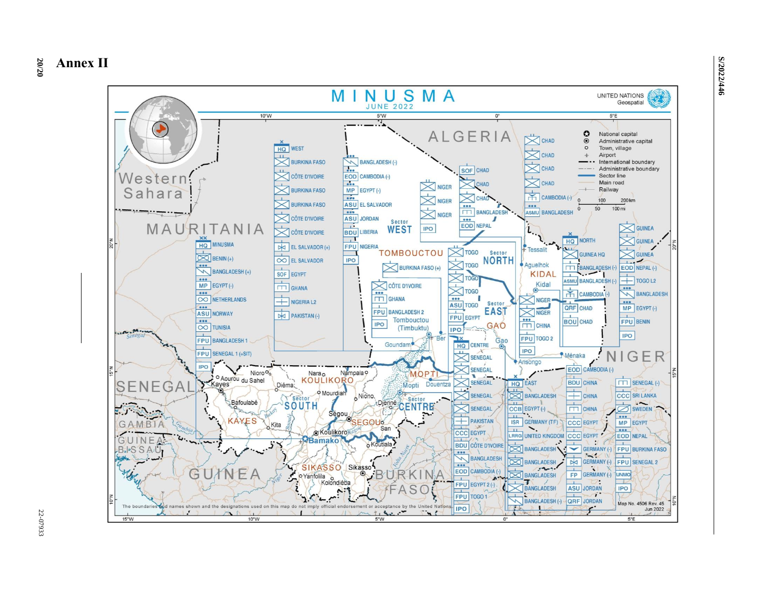# Annex II

MINUSMA
JUNE 2022

UNITED NATIONS
Geospatial

National capital
Administrative capital
Town, village
Airport
International boundary
Administrative boundary
Sector line
Main road
Railway

0 100 200 km
0 50 100 mi

ALGERIA
Western Sahara
MAURITANIA
SENEGAL
GAMBIA
GUINEA-BISSAU
GUINEA
BURKINA FASO
NIGER

HQ MINUSMA
BENIN (+)
BANGLADESH (+)
MP EGYPT (-)
NETHERLANDS
ASU NORWAY
TUNISIA
FPU BANGLADESH 1
FPU SENEGAL 1 (+SIT)
IPO

HQ WEST
BURKINA FASO
CÔTE D'IVOIRE
BURKINA FASO
BURKINA FASO
CÔTE D'IVOIRE
CÔTE D'IVOIRE
EL SALVADOR (+)
EL SALVADOR
SOF EGYPT
GHANA
NIGERIA L2
PAKISTAN (-)

BANGLADESH (-)
EOD CAMBODIA (-)
MP EGYPT (-)
ASU EL SALVADOR
ASU JORDAN
BDU LIBERIA
FPU NIGERIA
IPO

Sector WEST

NIGER
NIGER
NIGER
IPO

SOF CHAD
CHAD
CHAD
BANGLADESH
EOD NEPAL

CHAD
CHAD
CHAD
CHAD
CAMBODIA (-)
ASMU BANGLADESH

TOMBOUCTOU
BURKINA FASO (+)
CÔTE D'IVOIRE
GHANA
FPU BANGLADESH 2
IPO
Tombouctou (Timbuktu)
Goundam
Ber

TOGO
TOGO
TOGO
TOGO
ASU TOGO
FPU EGYPT
IPO

Sector NORTH
Tessalit
Aguelhok
KIDAL
Kidal

Sector EAST
GAO
Gao
Ansongo
Ménaka

NIGER
NIGER
CHINA
FPU TOGO 2
IPO

HQ NORTH
GUINEA HQ
BANGLADESH (-)
ASMU BANGLADESH (-)
CAMBODIA (-)
QRF CHAD
BOU CHAD

GUINEA
GUINEA
GUINEA
EOD NEPAL (-)
TOGO L2
BANGLADESH
MP EGYPT (-)
FPU BENIN
IPO

HQ CENTRE
SENEGAL
SENEGAL
SENEGAL
SENEGAL
SENEGAL
PAKISTAN
CCC EGYPT
BDU CÔTE D'IVOIRE
BANGLADESH
EOD CAMBODIA (-)
FPU EGYPT 2 (-)
FPU TOGO 1
IPO

HQ EAST
BANGLADESH
CCB EGYPT (-)
ISR GERMANY (TF)
LRRG UNITED KINGDOM
BANGLADESH
BANGLADESH
BANGLADESH
BANGLADESH
BANGLADESH (-)

EOD CAMBODIA (-)
BDU CHINA
CHINA
CHINA
CCC EGYPT
CCC EGYPT
GERMANY (-)
GERMANY (-)
FP GERMANY (-)
ASU JORDAN
QRF JORDAN

SENEGAL (-)
CCC SRI LANKA
SWEDEN
MP EGYPT
EOD NEPAL
FPU BURKINA FASO
FPU SENEGAL 2
UNMO
IPO

MOPTI
Mopti
Douentza
Sector CENTRE
Djenné

KOULIKORO
Nara
Nampala
Nioro
Aourou
du Sahel
Kayes
Diéma
Mourdiah
Niono
Bafoulabé
Sector SOUTH
KAYES
Kita
Ségou
SEGOU
San
Koulikoro
Bamako
Koutiala
SIKASSO
Sikasso
Yanfolila
Kolondiéba

Senegal
Gambia
Bakoy
Baoulé
Niger
Volta Noire

10°W 5°W 0° 5°E
15°W 10°W 5°W 0° 5°E
20°N 15°N 10°N

The boundaries and names shown and the designations used on this map do not imply official endorsement or acceptance by the United Nations.

Map No. 4506 Rev. 45
Jun 2022